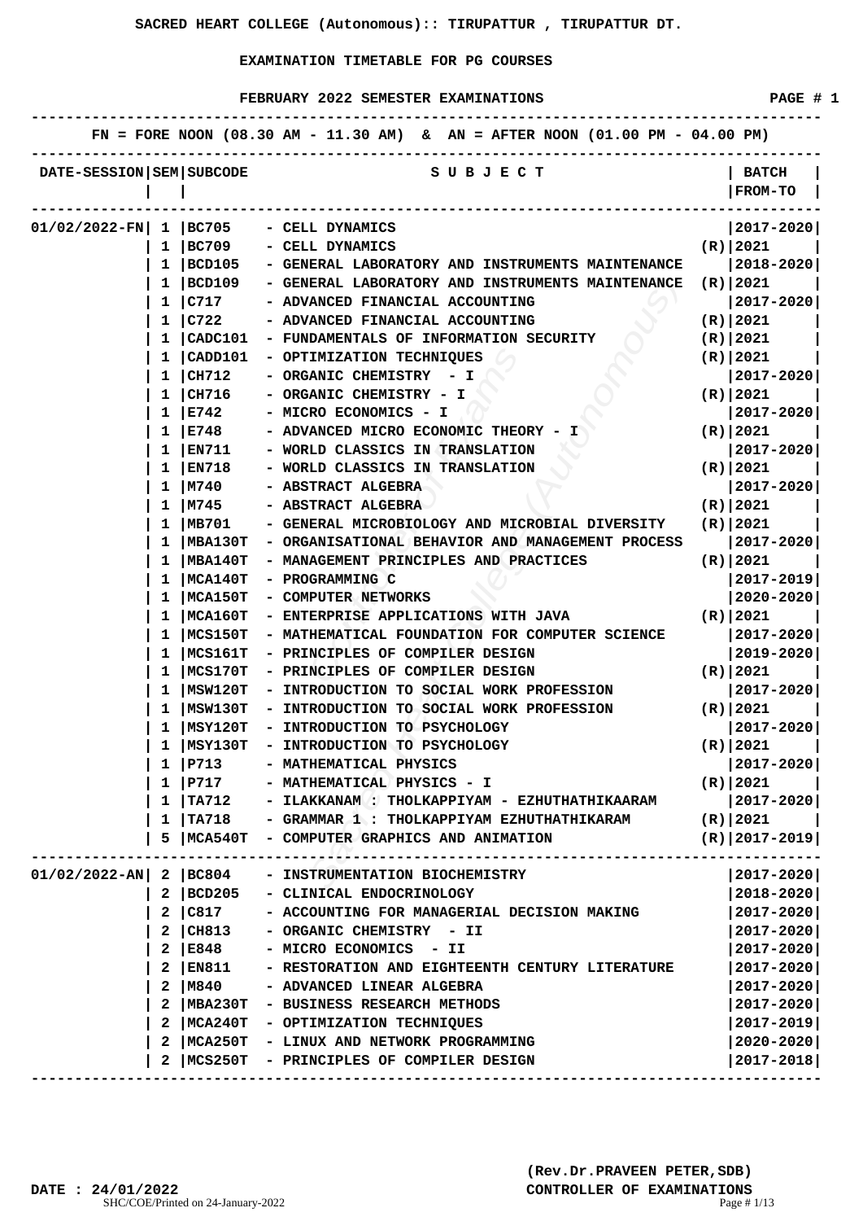**SACRED HEART COLLEGE (Autonomous):: TIRUPATTUR , TIRUPATTUR DT.**

**EXAMINATION TIMETABLE FOR PG COURSES**

**FEBRUARY 2022 SEMESTER EXAMINATIONS**

**FN = FORE NOON (08.30 AM - 11.30 AM) & AN = AFTER NOON (01.00 PM - 04.00 PM)**

| DATE-SESSION | SEM | SUBCODE | SUBJECT | | BATCH FROM-TO |
|---|---|---|---|---|---|
| 01/02/2022-FN | 1 | BC705 | - CELL DYNAMICS | | 2017-2020 |
| | 1 | BC709 | - CELL DYNAMICS | (R) | 2021 |
| | 1 | BCD105 | - GENERAL LABORATORY AND INSTRUMENTS MAINTENANCE | | 2018-2020 |
| | 1 | BCD109 | - GENERAL LABORATORY AND INSTRUMENTS MAINTENANCE | (R) | 2021 |
| | 1 | C717 | - ADVANCED FINANCIAL ACCOUNTING | | 2017-2020 |
| | 1 | C722 | - ADVANCED FINANCIAL ACCOUNTING | (R) | 2021 |
| | 1 | CADC101 | - FUNDAMENTALS OF INFORMATION SECURITY | (R) | 2021 |
| | 1 | CADD101 | - OPTIMIZATION TECHNIQUES | (R) | 2021 |
| | 1 | CH712 | - ORGANIC CHEMISTRY - I | | 2017-2020 |
| | 1 | CH716 | - ORGANIC CHEMISTRY - I | (R) | 2021 |
| | 1 | E742 | - MICRO ECONOMICS - I | | 2017-2020 |
| | 1 | E748 | - ADVANCED MICRO ECONOMIC THEORY - I | (R) | 2021 |
| | 1 | EN711 | - WORLD CLASSICS IN TRANSLATION | | 2017-2020 |
| | 1 | EN718 | - WORLD CLASSICS IN TRANSLATION | (R) | 2021 |
| | 1 | M740 | - ABSTRACT ALGEBRA | | 2017-2020 |
| | 1 | M745 | - ABSTRACT ALGEBRA | (R) | 2021 |
| | 1 | MB701 | - GENERAL MICROBIOLOGY AND MICROBIAL DIVERSITY | (R) | 2021 |
| | 1 | MBA130T | - ORGANISATIONAL BEHAVIOR AND MANAGEMENT PROCESS | | 2017-2020 |
| | 1 | MBA140T | - MANAGEMENT PRINCIPLES AND PRACTICES | (R) | 2021 |
| | 1 | MCA140T | - PROGRAMMING C | | 2017-2019 |
| | 1 | MCA150T | - COMPUTER NETWORKS | | 2020-2020 |
| | 1 | MCA160T | - ENTERPRISE APPLICATIONS WITH JAVA | (R) | 2021 |
| | 1 | MCS150T | - MATHEMATICAL FOUNDATION FOR COMPUTER SCIENCE | | 2017-2020 |
| | 1 | MCS161T | - PRINCIPLES OF COMPILER DESIGN | | 2019-2020 |
| | 1 | MCS170T | - PRINCIPLES OF COMPILER DESIGN | (R) | 2021 |
| | 1 | MSW120T | - INTRODUCTION TO SOCIAL WORK PROFESSION | | 2017-2020 |
| | 1 | MSW130T | - INTRODUCTION TO SOCIAL WORK PROFESSION | (R) | 2021 |
| | 1 | MSY120T | - INTRODUCTION TO PSYCHOLOGY | | 2017-2020 |
| | 1 | MSY130T | - INTRODUCTION TO PSYCHOLOGY | (R) | 2021 |
| | 1 | P713 | - MATHEMATICAL PHYSICS | | 2017-2020 |
| | 1 | P717 | - MATHEMATICAL PHYSICS - I | (R) | 2021 |
| | 1 | TA712 | - ILAKKANAM : THOLKAPPIYAM - EZHUTHATHIKAARAM | | 2017-2020 |
| | 1 | TA718 | - GRAMMAR 1 : THOLKAPPIYAM EZHUTHATHIKARAM | (R) | 2021 |
| | 5 | MCA540T | - COMPUTER GRAPHICS AND ANIMATION | (R) | 2017-2019 |
| 01/02/2022-AN | 2 | BC804 | - INSTRUMENTATION BIOCHEMISTRY | | 2017-2020 |
| | 2 | BCD205 | - CLINICAL ENDOCRINOLOGY | | 2018-2020 |
| | 2 | C817 | - ACCOUNTING FOR MANAGERIAL DECISION MAKING | | 2017-2020 |
| | 2 | CH813 | - ORGANIC CHEMISTRY - II | | 2017-2020 |
| | 2 | E848 | - MICRO ECONOMICS - II | | 2017-2020 |
| | 2 | EN811 | - RESTORATION AND EIGHTEENTH CENTURY LITERATURE | | 2017-2020 |
| | 2 | M840 | - ADVANCED LINEAR ALGEBRA | | 2017-2020 |
| | 2 | MBA230T | - BUSINESS RESEARCH METHODS | | 2017-2020 |
| | 2 | MCA240T | - OPTIMIZATION TECHNIQUES | | 2017-2019 |
| | 2 | MCA250T | - LINUX AND NETWORK PROGRAMMING | | 2020-2020 |
| | 2 | MCS250T | - PRINCIPLES OF COMPILER DESIGN | | 2017-2018 |

**DATE : 24/01/2022**

**(Rev.Dr.PRAVEEN PETER,SDB)**
**CONTROLLER OF EXAMINATIONS**

SHC/COE/Printed on 24-January-2022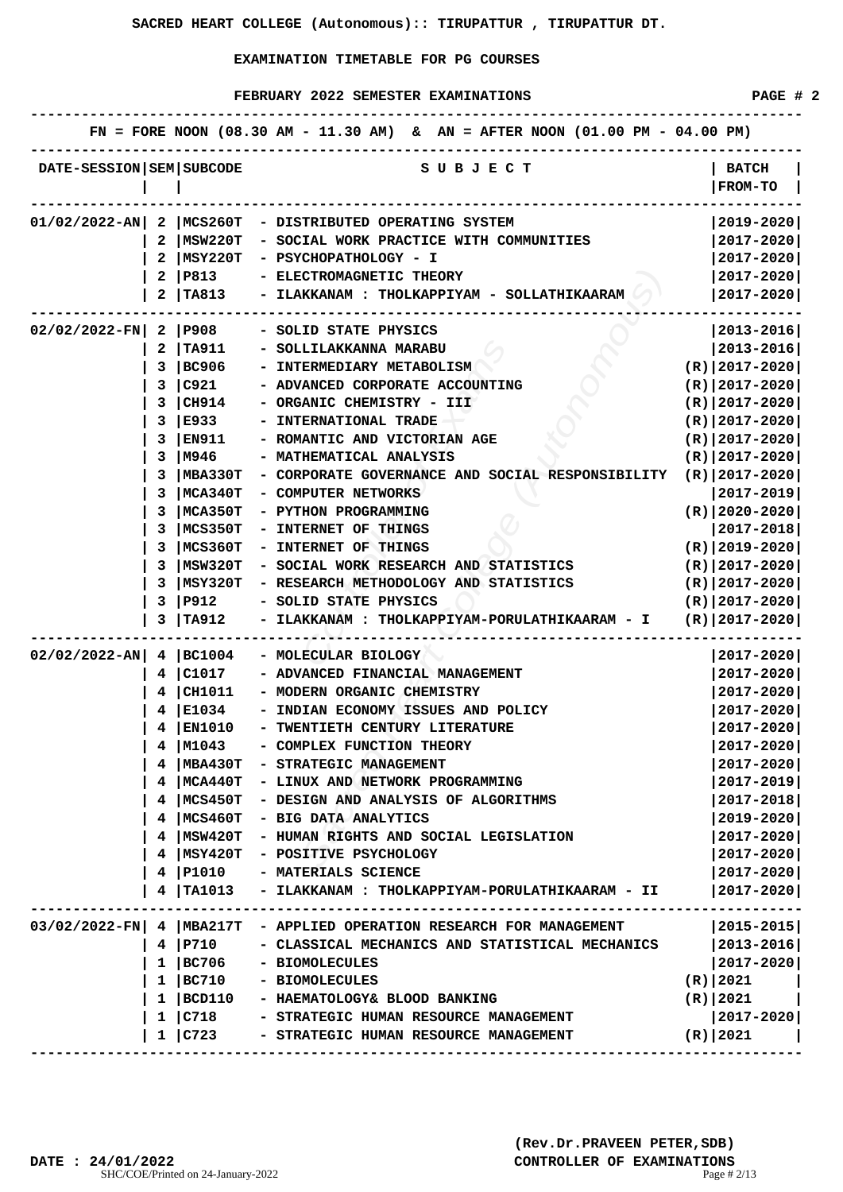**SACRED HEART COLLEGE (Autonomous):: TIRUPATTUR , TIRUPATTUR DT.**

**EXAMINATION TIMETABLE FOR PG COURSES**

**FEBRUARY 2022 SEMESTER EXAMINATIONS**

FN = FORE NOON (08.30 AM - 11.30 AM) & AN = AFTER NOON (01.00 PM - 04.00 PM)

| DATE-SESSION | SEM | SUBCODE | SUBJECT | BATCH FROM-TO |
|---|---|---|---|---|
| 01/02/2022-AN | 2 | MCS260T | DISTRIBUTED OPERATING SYSTEM | 2019-2020 |
| | 2 | MSW220T | SOCIAL WORK PRACTICE WITH COMMUNITIES | 2017-2020 |
| | 2 | MSY220T | PSYCHOPATHOLOGY - I | 2017-2020 |
| | 2 | P813 | ELECTROMAGNETIC THEORY | 2017-2020 |
| | 2 | TA813 | ILAKKANAM : THOLKAPPIYAM - SOLLATHIKAARAM | 2017-2020 |
| 02/02/2022-FN | 2 | P908 | SOLID STATE PHYSICS | 2013-2016 |
| | 2 | TA911 | SOLLILAKKANNA MARABU | 2013-2016 |
| | 3 | BC906 | INTERMEDIARY METABOLISM | (R) 2017-2020 |
| | 3 | C921 | ADVANCED CORPORATE ACCOUNTING | (R) 2017-2020 |
| | 3 | CH914 | ORGANIC CHEMISTRY - III | (R) 2017-2020 |
| | 3 | E933 | INTERNATIONAL TRADE | (R) 2017-2020 |
| | 3 | EN911 | ROMANTIC AND VICTORIAN AGE | (R) 2017-2020 |
| | 3 | M946 | MATHEMATICAL ANALYSIS | (R) 2017-2020 |
| | 3 | MBA330T | CORPORATE GOVERNANCE AND SOCIAL RESPONSIBILITY | (R) 2017-2020 |
| | 3 | MCA340T | COMPUTER NETWORKS | 2017-2019 |
| | 3 | MCA350T | PYTHON PROGRAMMING | (R) 2020-2020 |
| | 3 | MCS350T | INTERNET OF THINGS | 2017-2018 |
| | 3 | MCS360T | INTERNET OF THINGS | (R) 2019-2020 |
| | 3 | MSW320T | SOCIAL WORK RESEARCH AND STATISTICS | (R) 2017-2020 |
| | 3 | MSY320T | RESEARCH METHODOLOGY AND STATISTICS | (R) 2017-2020 |
| | 3 | P912 | SOLID STATE PHYSICS | (R) 2017-2020 |
| | 3 | TA912 | ILAKKANAM : THOLKAPPIYAM-PORULATHIKAARAM - I | (R) 2017-2020 |
| 02/02/2022-AN | 4 | BC1004 | MOLECULAR BIOLOGY | 2017-2020 |
| | 4 | C1017 | ADVANCED FINANCIAL MANAGEMENT | 2017-2020 |
| | 4 | CH1011 | MODERN ORGANIC CHEMISTRY | 2017-2020 |
| | 4 | E1034 | INDIAN ECONOMY ISSUES AND POLICY | 2017-2020 |
| | 4 | EN1010 | TWENTIETH CENTURY LITERATURE | 2017-2020 |
| | 4 | M1043 | COMPLEX FUNCTION THEORY | 2017-2020 |
| | 4 | MBA430T | STRATEGIC MANAGEMENT | 2017-2020 |
| | 4 | MCA440T | LINUX AND NETWORK PROGRAMMING | 2017-2019 |
| | 4 | MCS450T | DESIGN AND ANALYSIS OF ALGORITHMS | 2017-2018 |
| | 4 | MCS460T | BIG DATA ANALYTICS | 2019-2020 |
| | 4 | MSW420T | HUMAN RIGHTS AND SOCIAL LEGISLATION | 2017-2020 |
| | 4 | MSY420T | POSITIVE PSYCHOLOGY | 2017-2020 |
| | 4 | P1010 | MATERIALS SCIENCE | 2017-2020 |
| | 4 | TA1013 | ILAKKANAM : THOLKAPPIYAM-PORULATHIKAARAM - II | 2017-2020 |
| 03/02/2022-FN | 4 | MBA217T | APPLIED OPERATION RESEARCH FOR MANAGEMENT | 2015-2015 |
| | 4 | P710 | CLASSICAL MECHANICS AND STATISTICAL MECHANICS | 2013-2016 |
| | 1 | BC706 | BIOMOLECULES | 2017-2020 |
| | 1 | BC710 | BIOMOLECULES | (R) 2021 |
| | 1 | BCD110 | HAEMATOLOGY& BLOOD BANKING | (R) 2021 |
| | 1 | C718 | STRATEGIC HUMAN RESOURCE MANAGEMENT | 2017-2020 |
| | 1 | C723 | STRATEGIC HUMAN RESOURCE MANAGEMENT | (R) 2021 |

DATE : 24/01/2022

**(Rev.Dr.PRAVEEN PETER,SDB)**
**CONTROLLER OF EXAMINATIONS**

SHC/COE/Printed on 24-January-2022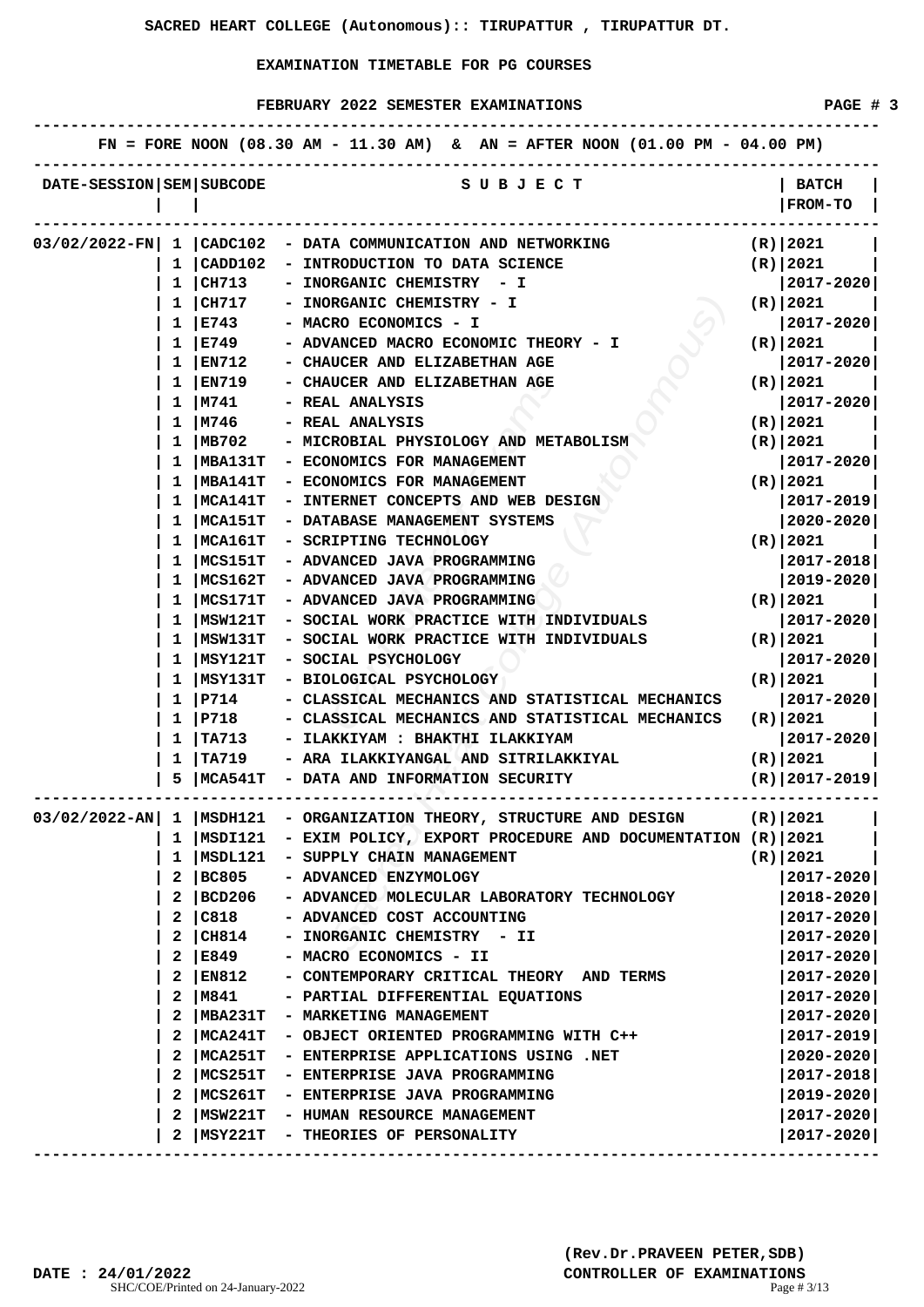SACRED HEART COLLEGE (Autonomous):: TIRUPATTUR , TIRUPATTUR DT.

EXAMINATION TIMETABLE FOR PG COURSES

FEBRUARY 2022 SEMESTER EXAMINATIONS

FN = FORE NOON (08.30 AM - 11.30 AM) & AN = AFTER NOON (01.00 PM - 04.00 PM)

| DATE-SESSION | SEM | SUBCODE | SUBJECT | BATCH FROM-TO |
|---|---|---|---|---|
| 03/02/2022-FN | 1 | CADC102 | - DATA COMMUNICATION AND NETWORKING | (R) 2021 |
| | 1 | CADD102 | - INTRODUCTION TO DATA SCIENCE | (R) 2021 |
| | 1 | CH713 | - INORGANIC CHEMISTRY - I | 2017-2020 |
| | 1 | CH717 | - INORGANIC CHEMISTRY - I | (R) 2021 |
| | 1 | E743 | - MACRO ECONOMICS - I | 2017-2020 |
| | 1 | E749 | - ADVANCED MACRO ECONOMIC THEORY - I | (R) 2021 |
| | 1 | EN712 | - CHAUCER AND ELIZABETHAN AGE | 2017-2020 |
| | 1 | EN719 | - CHAUCER AND ELIZABETHAN AGE | (R) 2021 |
| | 1 | M741 | - REAL ANALYSIS | 2017-2020 |
| | 1 | M746 | - REAL ANALYSIS | (R) 2021 |
| | 1 | MB702 | - MICROBIAL PHYSIOLOGY AND METABOLISM | (R) 2021 |
| | 1 | MBA131T | - ECONOMICS FOR MANAGEMENT | 2017-2020 |
| | 1 | MBA141T | - ECONOMICS FOR MANAGEMENT | (R) 2021 |
| | 1 | MCA141T | - INTERNET CONCEPTS AND WEB DESIGN | 2017-2019 |
| | 1 | MCA151T | - DATABASE MANAGEMENT SYSTEMS | 2020-2020 |
| | 1 | MCA161T | - SCRIPTING TECHNOLOGY | (R) 2021 |
| | 1 | MCS151T | - ADVANCED JAVA PROGRAMMING | 2017-2018 |
| | 1 | MCS162T | - ADVANCED JAVA PROGRAMMING | 2019-2020 |
| | 1 | MCS171T | - ADVANCED JAVA PROGRAMMING | (R) 2021 |
| | 1 | MSW121T | - SOCIAL WORK PRACTICE WITH INDIVIDUALS | 2017-2020 |
| | 1 | MSW131T | - SOCIAL WORK PRACTICE WITH INDIVIDUALS | (R) 2021 |
| | 1 | MSY121T | - SOCIAL PSYCHOLOGY | 2017-2020 |
| | 1 | MSY131T | - BIOLOGICAL PSYCHOLOGY | (R) 2021 |
| | 1 | P714 | - CLASSICAL MECHANICS AND STATISTICAL MECHANICS | 2017-2020 |
| | 1 | P718 | - CLASSICAL MECHANICS AND STATISTICAL MECHANICS | (R) 2021 |
| | 1 | TA713 | - ILAKKIYAM : BHAKTHI ILAKKIYAM | 2017-2020 |
| | 1 | TA719 | - ARA ILAKKIYANGAL AND SITRILAKKIYAL | (R) 2021 |
| | 5 | MCA541T | - DATA AND INFORMATION SECURITY | (R) 2017-2019 |
| 03/02/2022-AN | 1 | MSDH121 | - ORGANIZATION THEORY, STRUCTURE AND DESIGN | (R) 2021 |
| | 1 | MSDI121 | - EXIM POLICY, EXPORT PROCEDURE AND DOCUMENTATION | (R) 2021 |
| | 1 | MSDL121 | - SUPPLY CHAIN MANAGEMENT | (R) 2021 |
| | 2 | BC805 | - ADVANCED ENZYMOLOGY | 2017-2020 |
| | 2 | BCD206 | - ADVANCED MOLECULAR LABORATORY TECHNOLOGY | 2018-2020 |
| | 2 | C818 | - ADVANCED COST ACCOUNTING | 2017-2020 |
| | 2 | CH814 | - INORGANIC CHEMISTRY - II | 2017-2020 |
| | 2 | E849 | - MACRO ECONOMICS - II | 2017-2020 |
| | 2 | EN812 | - CONTEMPORARY CRITICAL THEORY AND TERMS | 2017-2020 |
| | 2 | M841 | - PARTIAL DIFFERENTIAL EQUATIONS | 2017-2020 |
| | 2 | MBA231T | - MARKETING MANAGEMENT | 2017-2020 |
| | 2 | MCA241T | - OBJECT ORIENTED PROGRAMMING WITH C++ | 2017-2019 |
| | 2 | MCA251T | - ENTERPRISE APPLICATIONS USING .NET | 2020-2020 |
| | 2 | MCS251T | - ENTERPRISE JAVA PROGRAMMING | 2017-2018 |
| | 2 | MCS261T | - ENTERPRISE JAVA PROGRAMMING | 2019-2020 |
| | 2 | MSW221T | - HUMAN RESOURCE MANAGEMENT | 2017-2020 |
| | 2 | MSY221T | - THEORIES OF PERSONALITY | 2017-2020 |

DATE : 24/01/2022

(Rev.Dr.PRAVEEN PETER,SDB)
CONTROLLER OF EXAMINATIONS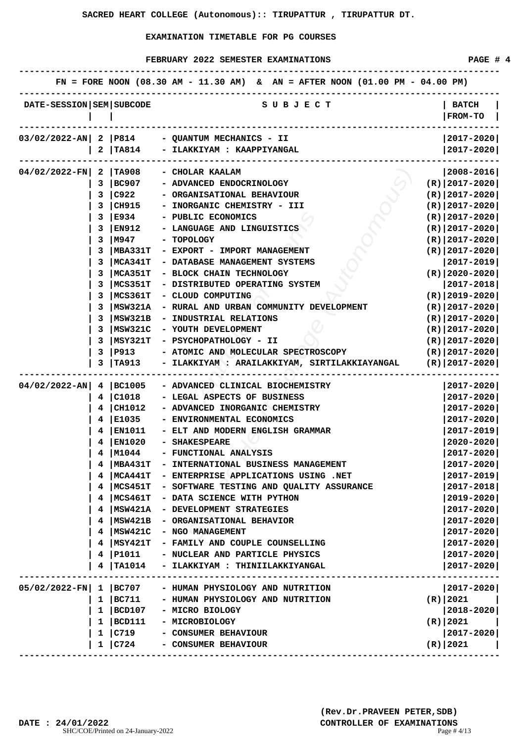SACRED HEART COLLEGE (Autonomous):: TIRUPATTUR , TIRUPATTUR DT.

EXAMINATION TIMETABLE FOR PG COURSES

FEBRUARY 2022 SEMESTER EXAMINATIONS

FN = FORE NOON (08.30 AM - 11.30 AM) & AN = AFTER NOON (01.00 PM - 04.00 PM)

| DATE-SESSION | SEM | SUBCODE | SUBJECT | BATCH FROM-TO |
|---|---|---|---|---|
| 03/02/2022-AN | 2 | P814 | - QUANTUM MECHANICS - II | 2017-2020 |
| | 2 | TA814 | - ILAKKIYAM : KAAPPIYANGAL | 2017-2020 |
| 04/02/2022-FN | 2 | TA908 | - CHOLAR KAALAM | 2008-2016 |
| | 3 | BC907 | - ADVANCED ENDOCRINOLOGY | (R) 2017-2020 |
| | 3 | C922 | - ORGANISATIONAL BEHAVIOUR | (R) 2017-2020 |
| | 3 | CH915 | - INORGANIC CHEMISTRY - III | (R) 2017-2020 |
| | 3 | E934 | - PUBLIC ECONOMICS | (R) 2017-2020 |
| | 3 | EN912 | - LANGUAGE AND LINGUISTICS | (R) 2017-2020 |
| | 3 | M947 | - TOPOLOGY | (R) 2017-2020 |
| | 3 | MBA331T | - EXPORT - IMPORT MANAGEMENT | (R) 2017-2020 |
| | 3 | MCA341T | - DATABASE MANAGEMENT SYSTEMS | 2017-2019 |
| | 3 | MCA351T | - BLOCK CHAIN TECHNOLOGY | (R) 2020-2020 |
| | 3 | MCS351T | - DISTRIBUTED OPERATING SYSTEM | 2017-2018 |
| | 3 | MCS361T | - CLOUD COMPUTING | (R) 2019-2020 |
| | 3 | MSW321A | - RURAL AND URBAN COMMUNITY DEVELOPMENT | (R) 2017-2020 |
| | 3 | MSW321B | - INDUSTRIAL RELATIONS | (R) 2017-2020 |
| | 3 | MSW321C | - YOUTH DEVELOPMENT | (R) 2017-2020 |
| | 3 | MSY321T | - PSYCHOPATHOLOGY - II | (R) 2017-2020 |
| | 3 | P913 | - ATOMIC AND MOLECULAR SPECTROSCOPY | (R) 2017-2020 |
| | 3 | TA913 | - ILAKKIYAM : ARAILAKKIYAM, SIRTILAKKIAYANGAL | (R) 2017-2020 |
| 04/02/2022-AN | 4 | BC1005 | - ADVANCED CLINICAL BIOCHEMISTRY | 2017-2020 |
| | 4 | C1018 | - LEGAL ASPECTS OF BUSINESS | 2017-2020 |
| | 4 | CH1012 | - ADVANCED INORGANIC CHEMISTRY | 2017-2020 |
| | 4 | E1035 | - ENVIRONMENTAL ECONOMICS | 2017-2020 |
| | 4 | EN1011 | - ELT AND MODERN ENGLISH GRAMMAR | 2017-2019 |
| | 4 | EN1020 | - SHAKESPEARE | 2020-2020 |
| | 4 | M1044 | - FUNCTIONAL ANALYSIS | 2017-2020 |
| | 4 | MBA431T | - INTERNATIONAL BUSINESS MANAGEMENT | 2017-2020 |
| | 4 | MCA441T | - ENTERPRISE APPLICATIONS USING .NET | 2017-2019 |
| | 4 | MCS451T | - SOFTWARE TESTING AND QUALITY ASSURANCE | 2017-2018 |
| | 4 | MCS461T | - DATA SCIENCE WITH PYTHON | 2019-2020 |
| | 4 | MSW421A | - DEVELOPMENT STRATEGIES | 2017-2020 |
| | 4 | MSW421B | - ORGANISATIONAL BEHAVIOR | 2017-2020 |
| | 4 | MSW421C | - NGO MANAGEMENT | 2017-2020 |
| | 4 | MSY421T | - FAMILY AND COUPLE COUNSELLING | 2017-2020 |
| | 4 | P1011 | - NUCLEAR AND PARTICLE PHYSICS | 2017-2020 |
| | 4 | TA1014 | - ILAKKIYAM : THINIILAKKIYANGAL | 2017-2020 |
| 05/02/2022-FN | 1 | BC707 | - HUMAN PHYSIOLOGY AND NUTRITION | 2017-2020 |
| | 1 | BC711 | - HUMAN PHYSIOLOGY AND NUTRITION | (R) 2021 |
| | 1 | BCD107 | - MICRO BIOLOGY | 2018-2020 |
| | 1 | BCD111 | - MICROBIOLOGY | (R) 2021 |
| | 1 | C719 | - CONSUMER BEHAVIOUR | 2017-2020 |
| | 1 | C724 | - CONSUMER BEHAVIOUR | (R) 2021 |

DATE : 24/01/2022

(Rev.Dr.PRAVEEN PETER,SDB)
CONTROLLER OF EXAMINATIONS

SHC/COE/Printed on 24-January-2022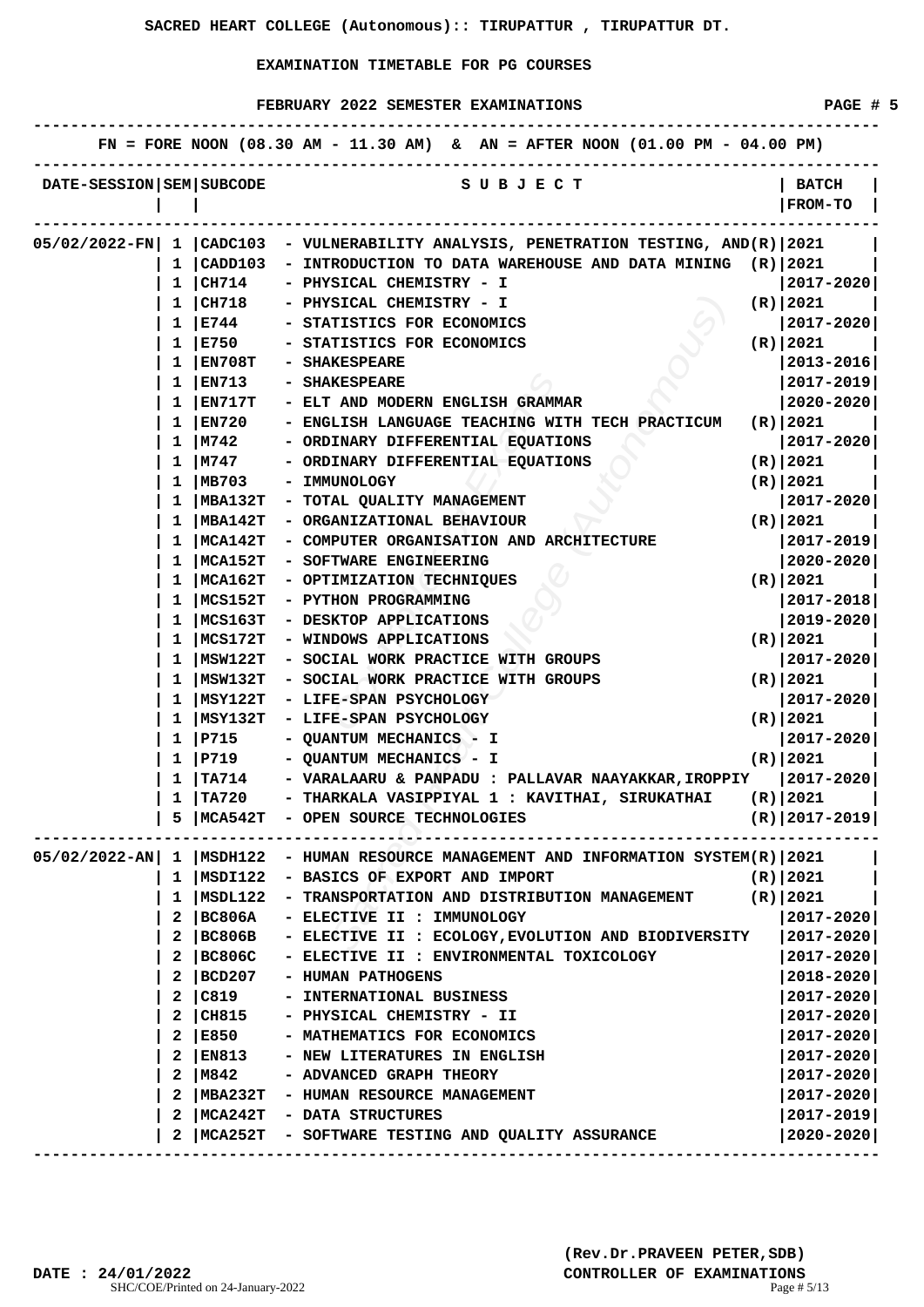SACRED HEART COLLEGE (Autonomous):: TIRUPATTUR , TIRUPATTUR DT.

EXAMINATION TIMETABLE FOR PG COURSES

FEBRUARY 2022 SEMESTER EXAMINATIONS

FN = FORE NOON (08.30 AM - 11.30 AM) & AN = AFTER NOON (01.00 PM - 04.00 PM)

| DATE-SESSION | SEM | SUBCODE | SUBJECT | BATCH FROM-TO |
|---|---|---|---|---|
| 05/02/2022-FN | 1 | CADC103 | - VULNERABILITY ANALYSIS, PENETRATION TESTING, AND(R) | 2021 |
| | 1 | CADD103 | - INTRODUCTION TO DATA WAREHOUSE AND DATA MINING (R) | 2021 |
| | 1 | CH714 | - PHYSICAL CHEMISTRY - I | 2017-2020 |
| | 1 | CH718 | - PHYSICAL CHEMISTRY - I (R) | 2021 |
| | 1 | E744 | - STATISTICS FOR ECONOMICS | 2017-2020 |
| | 1 | E750 | - STATISTICS FOR ECONOMICS (R) | 2021 |
| | 1 | EN708T | - SHAKESPEARE | 2013-2016 |
| | 1 | EN713 | - SHAKESPEARE | 2017-2019 |
| | 1 | EN717T | - ELT AND MODERN ENGLISH GRAMMAR | 2020-2020 |
| | 1 | EN720 | - ENGLISH LANGUAGE TEACHING WITH TECH PRACTICUM (R) | 2021 |
| | 1 | M742 | - ORDINARY DIFFERENTIAL EQUATIONS | 2017-2020 |
| | 1 | M747 | - ORDINARY DIFFERENTIAL EQUATIONS (R) | 2021 |
| | 1 | MB703 | - IMMUNOLOGY (R) | 2021 |
| | 1 | MBA132T | - TOTAL QUALITY MANAGEMENT | 2017-2020 |
| | 1 | MBA142T | - ORGANIZATIONAL BEHAVIOUR (R) | 2021 |
| | 1 | MCA142T | - COMPUTER ORGANISATION AND ARCHITECTURE | 2017-2019 |
| | 1 | MCA152T | - SOFTWARE ENGINEERING | 2020-2020 |
| | 1 | MCA162T | - OPTIMIZATION TECHNIQUES (R) | 2021 |
| | 1 | MCS152T | - PYTHON PROGRAMMING | 2017-2018 |
| | 1 | MCS163T | - DESKTOP APPLICATIONS | 2019-2020 |
| | 1 | MCS172T | - WINDOWS APPLICATIONS (R) | 2021 |
| | 1 | MSW122T | - SOCIAL WORK PRACTICE WITH GROUPS | 2017-2020 |
| | 1 | MSW132T | - SOCIAL WORK PRACTICE WITH GROUPS (R) | 2021 |
| | 1 | MSY122T | - LIFE-SPAN PSYCHOLOGY | 2017-2020 |
| | 1 | MSY132T | - LIFE-SPAN PSYCHOLOGY (R) | 2021 |
| | 1 | P715 | - QUANTUM MECHANICS - I | 2017-2020 |
| | 1 | P719 | - QUANTUM MECHANICS - I (R) | 2021 |
| | 1 | TA714 | - VARALAARU & PANPADU : PALLAVAR NAAYAKKAR,IROPPIY | 2017-2020 |
| | 1 | TA720 | - THARKALA VASIPPIYAL 1 : KAVITHAI, SIRUKATHAI (R) | 2021 |
| | 5 | MCA542T | - OPEN SOURCE TECHNOLOGIES (R) | 2017-2019 |
| 05/02/2022-AN | 1 | MSDH122 | - HUMAN RESOURCE MANAGEMENT AND INFORMATION SYSTEM(R) | 2021 |
| | 1 | MSDI122 | - BASICS OF EXPORT AND IMPORT (R) | 2021 |
| | 1 | MSDL122 | - TRANSPORTATION AND DISTRIBUTION MANAGEMENT (R) | 2021 |
| | 2 | BC806A | - ELECTIVE II : IMMUNOLOGY | 2017-2020 |
| | 2 | BC806B | - ELECTIVE II : ECOLOGY,EVOLUTION AND BIODIVERSITY | 2017-2020 |
| | 2 | BC806C | - ELECTIVE II : ENVIRONMENTAL TOXICOLOGY | 2017-2020 |
| | 2 | BCD207 | - HUMAN PATHOGENS | 2018-2020 |
| | 2 | C819 | - INTERNATIONAL BUSINESS | 2017-2020 |
| | 2 | CH815 | - PHYSICAL CHEMISTRY - II | 2017-2020 |
| | 2 | E850 | - MATHEMATICS FOR ECONOMICS | 2017-2020 |
| | 2 | EN813 | - NEW LITERATURES IN ENGLISH | 2017-2020 |
| | 2 | M842 | - ADVANCED GRAPH THEORY | 2017-2020 |
| | 2 | MBA232T | - HUMAN RESOURCE MANAGEMENT | 2017-2020 |
| | 2 | MCA242T | - DATA STRUCTURES | 2017-2019 |
| | 2 | MCA252T | - SOFTWARE TESTING AND QUALITY ASSURANCE | 2020-2020 |

DATE : 24/01/2022

(Rev.Dr.PRAVEEN PETER,SDB)
CONTROLLER OF EXAMINATIONS

SHC/COE/Printed on 24-January-2022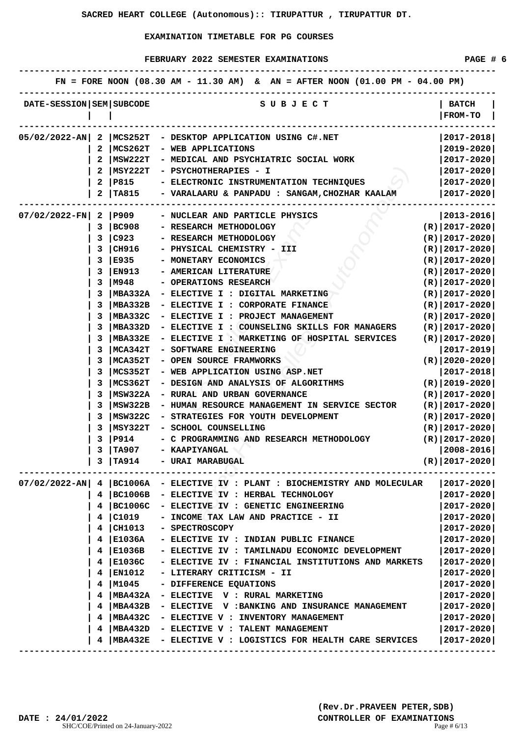# SACRED HEART COLLEGE (Autonomous):: TIRUPATTUR , TIRUPATTUR DT.

## EXAMINATION TIMETABLE FOR PG COURSES

### FEBRUARY 2022 SEMESTER EXAMINATIONS

FN = FORE NOON (08.30 AM - 11.30 AM) & AN = AFTER NOON (01.00 PM - 04.00 PM)

| DATE-SESSION | SEM | SUBCODE | SUBJECT | BATCH FROM-TO |
|---|---|---|---|---|
| 05/02/2022-AN | 2 | MCS252T | DESKTOP APPLICATION USING C#.NET | 2017-2018 |
| | 2 | MCS262T | WEB APPLICATIONS | 2019-2020 |
| | 2 | MSW222T | MEDICAL AND PSYCHIATRIC SOCIAL WORK | 2017-2020 |
| | 2 | MSY222T | PSYCHOTHERAPIES - I | 2017-2020 |
| | 2 | P815 | ELECTRONIC INSTRUMENTATION TECHNIQUES | 2017-2020 |
| | 2 | TA815 | VARALAARU & PANPADU : SANGAM,CHOZHAR KAALAM | 2017-2020 |
| 07/02/2022-FN | 2 | P909 | NUCLEAR AND PARTICLE PHYSICS | 2013-2016 |
| | 3 | BC908 | RESEARCH METHODOLOGY | (R) 2017-2020 |
| | 3 | C923 | RESEARCH METHODOLOGY | (R) 2017-2020 |
| | 3 | CH916 | PHYSICAL CHEMISTRY - III | (R) 2017-2020 |
| | 3 | E935 | MONETARY ECONOMICS | (R) 2017-2020 |
| | 3 | EN913 | AMERICAN LITERATURE | (R) 2017-2020 |
| | 3 | M948 | OPERATIONS RESEARCH | (R) 2017-2020 |
| | 3 | MBA332A | ELECTIVE I : DIGITAL MARKETING | (R) 2017-2020 |
| | 3 | MBA332B | ELECTIVE I : CORPORATE FINANCE | (R) 2017-2020 |
| | 3 | MBA332C | ELECTIVE I : PROJECT MANAGEMENT | (R) 2017-2020 |
| | 3 | MBA332D | ELECTIVE I : COUNSELING SKILLS FOR MANAGERS | (R) 2017-2020 |
| | 3 | MBA332E | ELECTIVE I : MARKETING OF HOSPITAL SERVICES | (R) 2017-2020 |
| | 3 | MCA342T | SOFTWARE ENGINEERING | 2017-2019 |
| | 3 | MCA352T | OPEN SOURCE FRAMWORKS | (R) 2020-2020 |
| | 3 | MCS352T | WEB APPLICATION USING ASP.NET | 2017-2018 |
| | 3 | MCS362T | DESIGN AND ANALYSIS OF ALGORITHMS | (R) 2019-2020 |
| | 3 | MSW322A | RURAL AND URBAN GOVERNANCE | (R) 2017-2020 |
| | 3 | MSW322B | HUMAN RESOURCE MANAGEMENT IN SERVICE SECTOR | (R) 2017-2020 |
| | 3 | MSW322C | STRATEGIES FOR YOUTH DEVELOPMENT | (R) 2017-2020 |
| | 3 | MSY322T | SCHOOL COUNSELLING | (R) 2017-2020 |
| | 3 | P914 | C PROGRAMMING AND RESEARCH METHODOLOGY | (R) 2017-2020 |
| | 3 | TA907 | KAAPIYANGAL | 2008-2016 |
| | 3 | TA914 | URAI MARABUGAL | (R) 2017-2020 |
| 07/02/2022-AN | 4 | BC1006A | ELECTIVE IV : PLANT : BIOCHEMISTRY AND MOLECULAR | 2017-2020 |
| | 4 | BC1006B | ELECTIVE IV : HERBAL TECHNOLOGY | 2017-2020 |
| | 4 | BC1006C | ELECTIVE IV : GENETIC ENGINEERING | 2017-2020 |
| | 4 | C1019 | INCOME TAX LAW AND PRACTICE - II | 2017-2020 |
| | 4 | CH1013 | SPECTROSCOPY | 2017-2020 |
| | 4 | E1036A | ELECTIVE IV : INDIAN PUBLIC FINANCE | 2017-2020 |
| | 4 | E1036B | ELECTIVE IV : TAMILNADU ECONOMIC DEVELOPMENT | 2017-2020 |
| | 4 | E1036C | ELECTIVE IV : FINANCIAL INSTITUTIONS AND MARKETS | 2017-2020 |
| | 4 | EN1012 | LITERARY CRITICISM - II | 2017-2020 |
| | 4 | M1045 | DIFFERENCE EQUATIONS | 2017-2020 |
| | 4 | MBA432A | ELECTIVE V : RURAL MARKETING | 2017-2020 |
| | 4 | MBA432B | ELECTIVE V :BANKING AND INSURANCE MANAGEMENT | 2017-2020 |
| | 4 | MBA432C | ELECTIVE V : INVENTORY MANAGEMENT | 2017-2020 |
| | 4 | MBA432D | ELECTIVE V : TALENT MANAGEMENT | 2017-2020 |
| | 4 | MBA432E | ELECTIVE V : LOGISTICS FOR HEALTH CARE SERVICES | 2017-2020 |

DATE : 24/01/2022

(Rev.Dr.PRAVEEN PETER,SDB)
CONTROLLER OF EXAMINATIONS

SHC/COE/Printed on 24-January-2022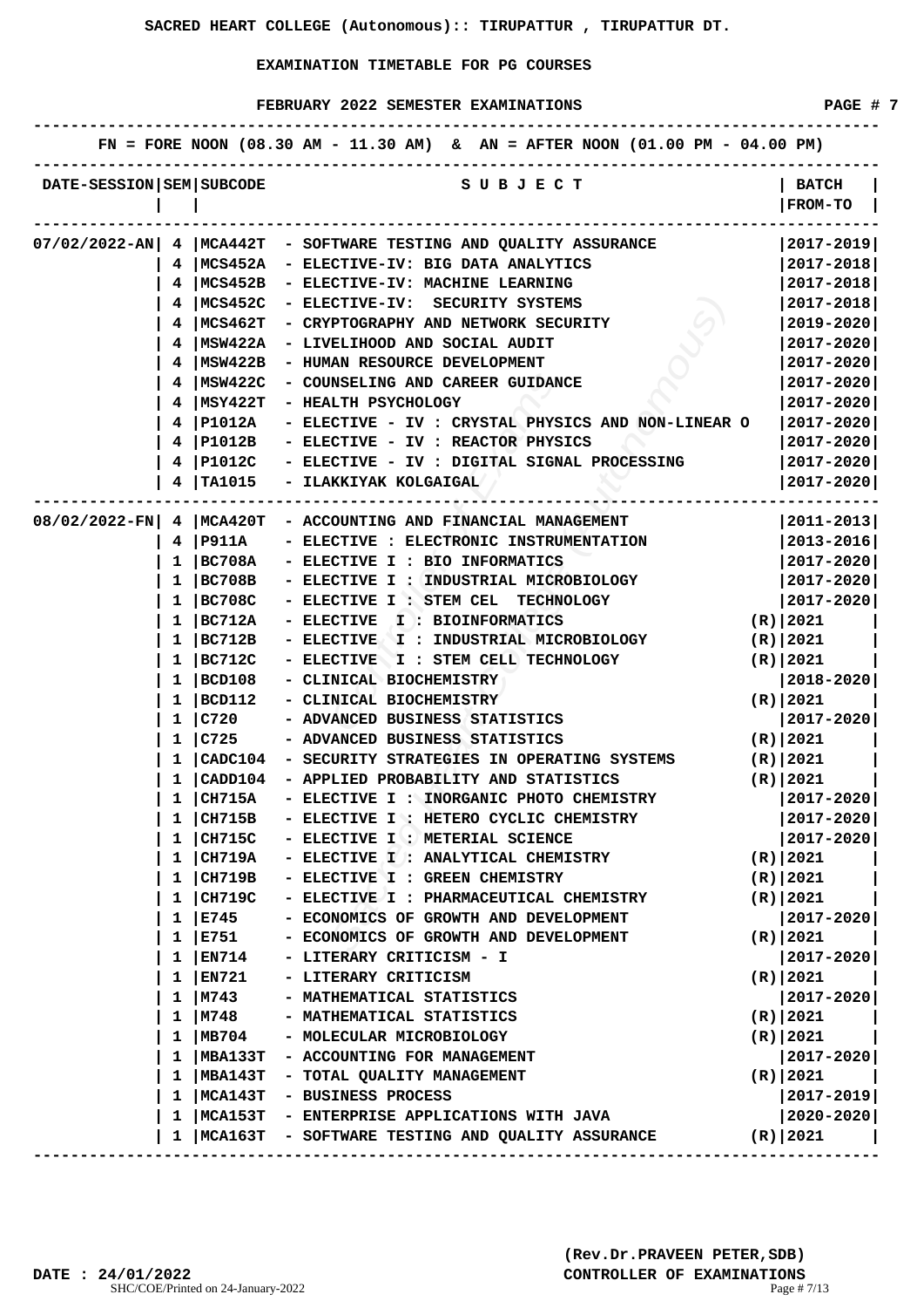**SACRED HEART COLLEGE (Autonomous):: TIRUPATTUR , TIRUPATTUR DT.**

**EXAMINATION TIMETABLE FOR PG COURSES**

**FEBRUARY 2022 SEMESTER EXAMINATIONS**

**FN = FORE NOON (08.30 AM - 11.30 AM) & AN = AFTER NOON (01.00 PM - 04.00 PM)**

| DATE-SESSION | SEM | SUBCODE | SUBJECT | BATCH FROM-TO |
|---|---|---|---|---|
| 07/02/2022-AN | 4 | MCA442T | SOFTWARE TESTING AND QUALITY ASSURANCE | 2017-2019 |
| | 4 | MCS452A | ELECTIVE-IV: BIG DATA ANALYTICS | 2017-2018 |
| | 4 | MCS452B | ELECTIVE-IV: MACHINE LEARNING | 2017-2018 |
| | 4 | MCS452C | ELECTIVE-IV: SECURITY SYSTEMS | 2017-2018 |
| | 4 | MCS462T | CRYPTOGRAPHY AND NETWORK SECURITY | 2019-2020 |
| | 4 | MSW422A | LIVELIHOOD AND SOCIAL AUDIT | 2017-2020 |
| | 4 | MSW422B | HUMAN RESOURCE DEVELOPMENT | 2017-2020 |
| | 4 | MSW422C | COUNSELING AND CAREER GUIDANCE | 2017-2020 |
| | 4 | MSY422T | HEALTH PSYCHOLOGY | 2017-2020 |
| | 4 | P1012A | ELECTIVE - IV : CRYSTAL PHYSICS AND NON-LINEAR O | 2017-2020 |
| | 4 | P1012B | ELECTIVE - IV : REACTOR PHYSICS | 2017-2020 |
| | 4 | P1012C | ELECTIVE - IV : DIGITAL SIGNAL PROCESSING | 2017-2020 |
| | 4 | TA1015 | ILAKKIYAK KOLGAIGAL | 2017-2020 |
| 08/02/2022-FN | 4 | MCA420T | ACCOUNTING AND FINANCIAL MANAGEMENT | 2011-2013 |
| | 4 | P911A | ELECTIVE : ELECTRONIC INSTRUMENTATION | 2013-2016 |
| | 1 | BC708A | ELECTIVE I : BIO INFORMATICS | 2017-2020 |
| | 1 | BC708B | ELECTIVE I : INDUSTRIAL MICROBIOLOGY | 2017-2020 |
| | 1 | BC708C | ELECTIVE I : STEM CEL TECHNOLOGY | 2017-2020 |
| | 1 | BC712A | ELECTIVE I : BIOINFORMATICS | (R) 2021 |
| | 1 | BC712B | ELECTIVE I : INDUSTRIAL MICROBIOLOGY | (R) 2021 |
| | 1 | BC712C | ELECTIVE I : STEM CELL TECHNOLOGY | (R) 2021 |
| | 1 | BCD108 | CLINICAL BIOCHEMISTRY | 2018-2020 |
| | 1 | BCD112 | CLINICAL BIOCHEMISTRY | (R) 2021 |
| | 1 | C720 | ADVANCED BUSINESS STATISTICS | 2017-2020 |
| | 1 | C725 | ADVANCED BUSINESS STATISTICS | (R) 2021 |
| | 1 | CADC104 | SECURITY STRATEGIES IN OPERATING SYSTEMS | (R) 2021 |
| | 1 | CADD104 | APPLIED PROBABILITY AND STATISTICS | (R) 2021 |
| | 1 | CH715A | ELECTIVE I : INORGANIC PHOTO CHEMISTRY | 2017-2020 |
| | 1 | CH715B | ELECTIVE I : HETERO CYCLIC CHEMISTRY | 2017-2020 |
| | 1 | CH715C | ELECTIVE I : METERIAL SCIENCE | 2017-2020 |
| | 1 | CH719A | ELECTIVE I : ANALYTICAL CHEMISTRY | (R) 2021 |
| | 1 | CH719B | ELECTIVE I : GREEN CHEMISTRY | (R) 2021 |
| | 1 | CH719C | ELECTIVE I : PHARMACEUTICAL CHEMISTRY | (R) 2021 |
| | 1 | E745 | ECONOMICS OF GROWTH AND DEVELOPMENT | 2017-2020 |
| | 1 | E751 | ECONOMICS OF GROWTH AND DEVELOPMENT | (R) 2021 |
| | 1 | EN714 | LITERARY CRITICISM - I | 2017-2020 |
| | 1 | EN721 | LITERARY CRITICISM | (R) 2021 |
| | 1 | M743 | MATHEMATICAL STATISTICS | 2017-2020 |
| | 1 | M748 | MATHEMATICAL STATISTICS | (R) 2021 |
| | 1 | MB704 | MOLECULAR MICROBIOLOGY | (R) 2021 |
| | 1 | MBA133T | ACCOUNTING FOR MANAGEMENT | 2017-2020 |
| | 1 | MBA143T | TOTAL QUALITY MANAGEMENT | (R) 2021 |
| | 1 | MCA143T | BUSINESS PROCESS | 2017-2019 |
| | 1 | MCA153T | ENTERPRISE APPLICATIONS WITH JAVA | 2020-2020 |
| | 1 | MCA163T | SOFTWARE TESTING AND QUALITY ASSURANCE | (R) 2021 |

DATE : 24/01/2022

(Rev.Dr.PRAVEEN PETER,SDB)
CONTROLLER OF EXAMINATIONS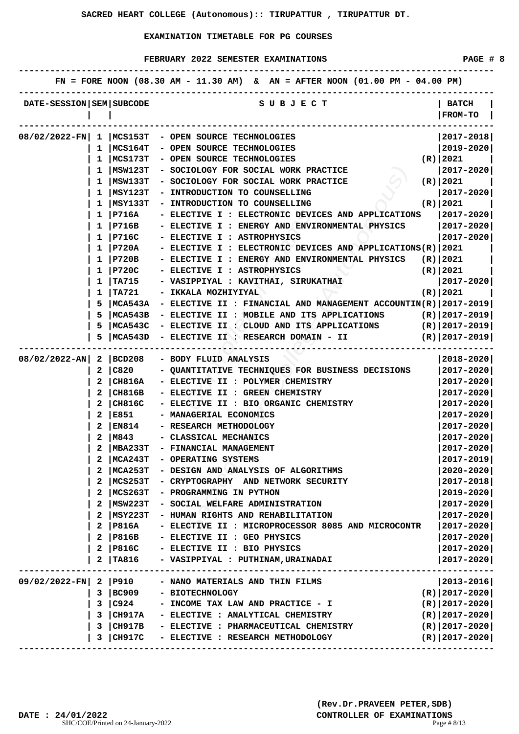**SACRED HEART COLLEGE (Autonomous):: TIRUPATTUR , TIRUPATTUR DT.**

**EXAMINATION TIMETABLE FOR PG COURSES**

**FEBRUARY 2022 SEMESTER EXAMINATIONS**

FN = FORE NOON (08.30 AM - 11.30 AM) & AN = AFTER NOON (01.00 PM - 04.00 PM)

| DATE-SESSION | SEM | SUBCODE | SUBJECT | | BATCH FROM-TO |
|---|---|---|---|---|---|
| 08/02/2022-FN | 1 | MCS153T | OPEN SOURCE TECHNOLOGIES | | 2017-2018 |
| | 1 | MCS164T | OPEN SOURCE TECHNOLOGIES | | 2019-2020 |
| | 1 | MCS173T | OPEN SOURCE TECHNOLOGIES | (R) | 2021 |
| | 1 | MSW123T | SOCIOLOGY FOR SOCIAL WORK PRACTICE | | 2017-2020 |
| | 1 | MSW133T | SOCIOLOGY FOR SOCIAL WORK PRACTICE | (R) | 2021 |
| | 1 | MSY123T | INTRODUCTION TO COUNSELLING | | 2017-2020 |
| | 1 | MSY133T | INTRODUCTION TO COUNSELLING | (R) | 2021 |
| | 1 | P716A | ELECTIVE I : ELECTRONIC DEVICES AND APPLICATIONS | | 2017-2020 |
| | 1 | P716B | ELECTIVE I : ENERGY AND ENVIRONMENTAL PHYSICS | | 2017-2020 |
| | 1 | P716C | ELECTIVE I : ASTROPHYSICS | | 2017-2020 |
| | 1 | P720A | ELECTIVE I : ELECTRONIC DEVICES AND APPLICATIONS | (R) | 2021 |
| | 1 | P720B | ELECTIVE I : ENERGY AND ENVIRONMENTAL PHYSICS | (R) | 2021 |
| | 1 | P720C | ELECTIVE I : ASTROPHYSICS | (R) | 2021 |
| | 1 | TA715 | VASIPPIYAL : KAVITHAI, SIRUKATHAI | | 2017-2020 |
| | 1 | TA721 | IKKALA MOZHIYIYAL | (R) | 2021 |
| | 5 | MCA543A | ELECTIVE II : FINANCIAL AND MANAGEMENT ACCOUNTIN | (R) | 2017-2019 |
| | 5 | MCA543B | ELECTIVE II : MOBILE AND ITS APPLICATIONS | (R) | 2017-2019 |
| | 5 | MCA543C | ELECTIVE II : CLOUD AND ITS APPLICATIONS | (R) | 2017-2019 |
| | 5 | MCA543D | ELECTIVE II : RESEARCH DOMAIN - II | (R) | 2017-2019 |
| 08/02/2022-AN | 2 | BCD208 | BODY FLUID ANALYSIS | | 2018-2020 |
| | 2 | C820 | QUANTITATIVE TECHNIQUES FOR BUSINESS DECISIONS | | 2017-2020 |
| | 2 | CH816A | ELECTIVE II : POLYMER CHEMISTRY | | 2017-2020 |
| | 2 | CH816B | ELECTIVE II : GREEN CHEMISTRY | | 2017-2020 |
| | 2 | CH816C | ELECTIVE II : BIO ORGANIC CHEMISTRY | | 2017-2020 |
| | 2 | E851 | MANAGERIAL ECONOMICS | | 2017-2020 |
| | 2 | EN814 | RESEARCH METHODOLOGY | | 2017-2020 |
| | 2 | M843 | CLASSICAL MECHANICS | | 2017-2020 |
| | 2 | MBA233T | FINANCIAL MANAGEMENT | | 2017-2020 |
| | 2 | MCA243T | OPERATING SYSTEMS | | 2017-2019 |
| | 2 | MCA253T | DESIGN AND ANALYSIS OF ALGORITHMS | | 2020-2020 |
| | 2 | MCS253T | CRYPTOGRAPHY AND NETWORK SECURITY | | 2017-2018 |
| | 2 | MCS263T | PROGRAMMING IN PYTHON | | 2019-2020 |
| | 2 | MSW223T | SOCIAL WELFARE ADMINISTRATION | | 2017-2020 |
| | 2 | MSY223T | HUMAN RIGHTS AND REHABILITATION | | 2017-2020 |
| | 2 | P816A | ELECTIVE II : MICROPROCESSOR 8085 AND MICROCONTR | | 2017-2020 |
| | 2 | P816B | ELECTIVE II : GEO PHYSICS | | 2017-2020 |
| | 2 | P816C | ELECTIVE II : BIO PHYSICS | | 2017-2020 |
| | 2 | TA816 | VASIPPIYAL : PUTHINAM,URAINADAI | | 2017-2020 |
| 09/02/2022-FN | 2 | P910 | NANO MATERIALS AND THIN FILMS | | 2013-2016 |
| | 3 | BC909 | BIOTECHNOLOGY | (R) | 2017-2020 |
| | 3 | C924 | INCOME TAX LAW AND PRACTICE - I | (R) | 2017-2020 |
| | 3 | CH917A | ELECTIVE : ANALYTICAL CHEMISTRY | (R) | 2017-2020 |
| | 3 | CH917B | ELECTIVE : PHARMACEUTICAL CHEMISTRY | (R) | 2017-2020 |
| | 3 | CH917C | ELECTIVE : RESEARCH METHODOLOGY | (R) | 2017-2020 |

DATE : 24/01/2022

**(Rev.Dr.PRAVEEN PETER,SDB)**
**CONTROLLER OF EXAMINATIONS**

SHC/COE/Printed on 24-January-2022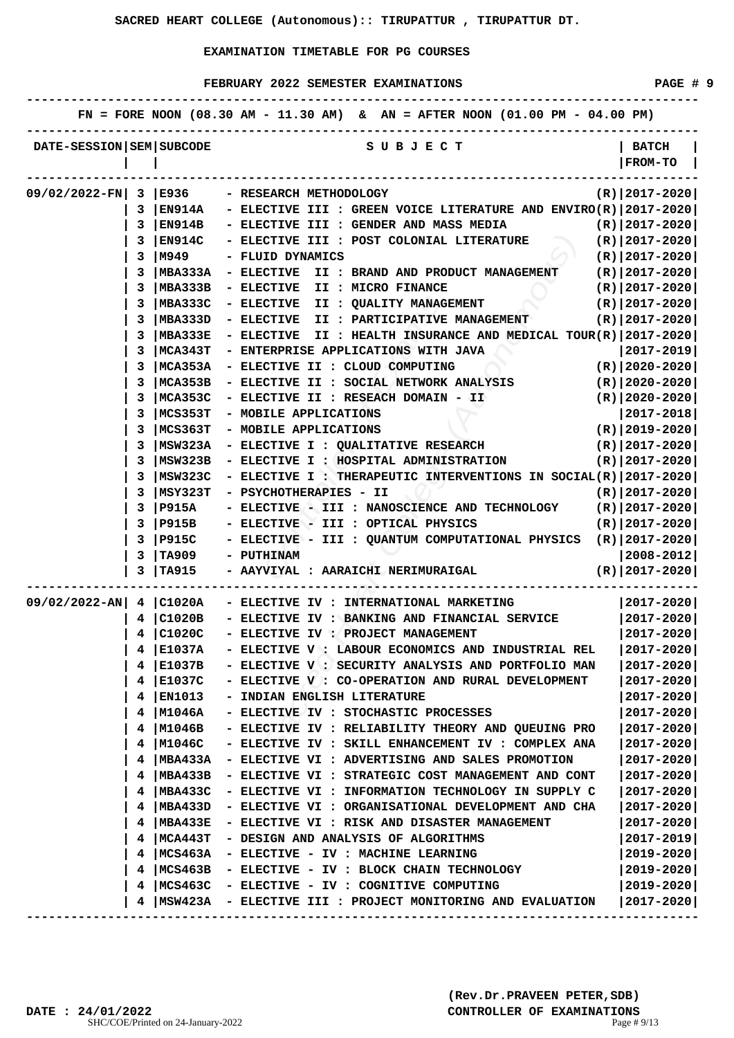**SACRED HEART COLLEGE (Autonomous):: TIRUPATTUR , TIRUPATTUR DT.**

**EXAMINATION TIMETABLE FOR PG COURSES**

**FEBRUARY 2022 SEMESTER EXAMINATIONS**

FN = FORE NOON (08.30 AM - 11.30 AM) & AN = AFTER NOON (01.00 PM - 04.00 PM)

| DATE-SESSION | SEM | SUBCODE | SUBJECT | BATCH FROM-TO |
|---|---|---|---|---|
| 09/02/2022-FN | 3 | E936 | - RESEARCH METHODOLOGY (R) | 2017-2020 |
| | 3 | EN914A | - ELECTIVE III : GREEN VOICE LITERATURE AND ENVIRO(R) | 2017-2020 |
| | 3 | EN914B | - ELECTIVE III : GENDER AND MASS MEDIA (R) | 2017-2020 |
| | 3 | EN914C | - ELECTIVE III : POST COLONIAL LITERATURE (R) | 2017-2020 |
| | 3 | M949 | - FLUID DYNAMICS (R) | 2017-2020 |
| | 3 | MBA333A | - ELECTIVE II : BRAND AND PRODUCT MANAGEMENT (R) | 2017-2020 |
| | 3 | MBA333B | - ELECTIVE II : MICRO FINANCE (R) | 2017-2020 |
| | 3 | MBA333C | - ELECTIVE II : QUALITY MANAGEMENT (R) | 2017-2020 |
| | 3 | MBA333D | - ELECTIVE II : PARTICIPATIVE MANAGEMENT (R) | 2017-2020 |
| | 3 | MBA333E | - ELECTIVE II : HEALTH INSURANCE AND MEDICAL TOUR(R) | 2017-2020 |
| | 3 | MCA343T | - ENTERPRISE APPLICATIONS WITH JAVA | 2017-2019 |
| | 3 | MCA353A | - ELECTIVE II : CLOUD COMPUTING (R) | 2020-2020 |
| | 3 | MCA353B | - ELECTIVE II : SOCIAL NETWORK ANALYSIS (R) | 2020-2020 |
| | 3 | MCA353C | - ELECTIVE II : RESEACH DOMAIN - II (R) | 2020-2020 |
| | 3 | MCS353T | - MOBILE APPLICATIONS | 2017-2018 |
| | 3 | MCS363T | - MOBILE APPLICATIONS (R) | 2019-2020 |
| | 3 | MSW323A | - ELECTIVE I : QUALITATIVE RESEARCH (R) | 2017-2020 |
| | 3 | MSW323B | - ELECTIVE I : HOSPITAL ADMINISTRATION (R) | 2017-2020 |
| | 3 | MSW323C | - ELECTIVE I : THERAPEUTIC INTERVENTIONS IN SOCIAL(R) | 2017-2020 |
| | 3 | MSY323T | - PSYCHOTHERAPIES - II (R) | 2017-2020 |
| | 3 | P915A | - ELECTIVE - III : NANOSCIENCE AND TECHNOLOGY (R) | 2017-2020 |
| | 3 | P915B | - ELECTIVE - III : OPTICAL PHYSICS (R) | 2017-2020 |
| | 3 | P915C | - ELECTIVE - III : QUANTUM COMPUTATIONAL PHYSICS (R) | 2017-2020 |
| | 3 | TA909 | - PUTHINAM | 2008-2012 |
| | 3 | TA915 | - AAYVIYAL : AARAICHI NERIMURAIGAL (R) | 2017-2020 |
| 09/02/2022-AN | 4 | C1020A | - ELECTIVE IV : INTERNATIONAL MARKETING | 2017-2020 |
| | 4 | C1020B | - ELECTIVE IV : BANKING AND FINANCIAL SERVICE | 2017-2020 |
| | 4 | C1020C | - ELECTIVE IV : PROJECT MANAGEMENT | 2017-2020 |
| | 4 | E1037A | - ELECTIVE V : LABOUR ECONOMICS AND INDUSTRIAL REL | 2017-2020 |
| | 4 | E1037B | - ELECTIVE V : SECURITY ANALYSIS AND PORTFOLIO MAN | 2017-2020 |
| | 4 | E1037C | - ELECTIVE V : CO-OPERATION AND RURAL DEVELOPMENT | 2017-2020 |
| | 4 | EN1013 | - INDIAN ENGLISH LITERATURE | 2017-2020 |
| | 4 | M1046A | - ELECTIVE IV : STOCHASTIC PROCESSES | 2017-2020 |
| | 4 | M1046B | - ELECTIVE IV : RELIABILITY THEORY AND QUEUING PRO | 2017-2020 |
| | 4 | M1046C | - ELECTIVE IV : SKILL ENHANCEMENT IV : COMPLEX ANA | 2017-2020 |
| | 4 | MBA433A | - ELECTIVE VI : ADVERTISING AND SALES PROMOTION | 2017-2020 |
| | 4 | MBA433B | - ELECTIVE VI : STRATEGIC COST MANAGEMENT AND CONT | 2017-2020 |
| | 4 | MBA433C | - ELECTIVE VI : INFORMATION TECHNOLOGY IN SUPPLY C | 2017-2020 |
| | 4 | MBA433D | - ELECTIVE VI : ORGANISATIONAL DEVELOPMENT AND CHA | 2017-2020 |
| | 4 | MBA433E | - ELECTIVE VI : RISK AND DISASTER MANAGEMENT | 2017-2020 |
| | 4 | MCA443T | - DESIGN AND ANALYSIS OF ALGORITHMS | 2017-2019 |
| | 4 | MCS463A | - ELECTIVE - IV : MACHINE LEARNING | 2019-2020 |
| | 4 | MCS463B | - ELECTIVE - IV : BLOCK CHAIN TECHNOLOGY | 2019-2020 |
| | 4 | MCS463C | - ELECTIVE - IV : COGNITIVE COMPUTING | 2019-2020 |
| | 4 | MSW423A | - ELECTIVE III : PROJECT MONITORING AND EVALUATION | 2017-2020 |

DATE : 24/01/2022

(Rev.Dr.PRAVEEN PETER,SDB)
CONTROLLER OF EXAMINATIONS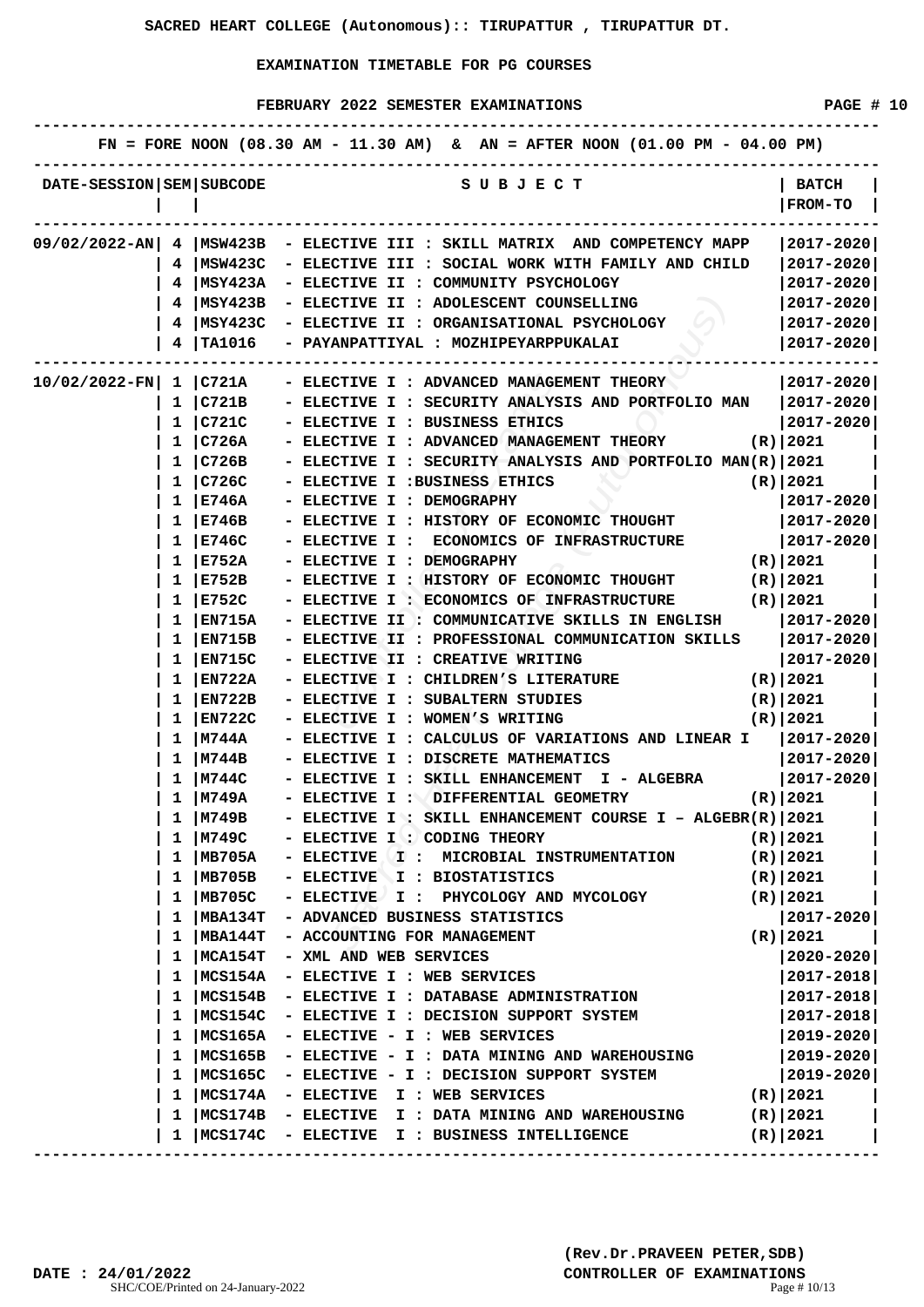# SACRED HEART COLLEGE (Autonomous):: TIRUPATTUR , TIRUPATTUR DT.

## EXAMINATION TIMETABLE FOR PG COURSES

### FEBRUARY 2022 SEMESTER EXAMINATIONS

PAGE # 10

FN = FORE NOON (08.30 AM - 11.30 AM) & AN = AFTER NOON (01.00 PM - 04.00 PM)

| DATE-SESSION | SEM | SUBCODE | SUBJECT | | BATCH FROM-TO |
|---|---|---|---|---|---|
| 09/02/2022-AN | 4 | MSW423B | - ELECTIVE III : SKILL MATRIX AND COMPETENCY MAPP | | 2017-2020 |
| | 4 | MSW423C | - ELECTIVE III : SOCIAL WORK WITH FAMILY AND CHILD | | 2017-2020 |
| | 4 | MSY423A | - ELECTIVE II : COMMUNITY PSYCHOLOGY | | 2017-2020 |
| | 4 | MSY423B | - ELECTIVE II : ADOLESCENT COUNSELLING | | 2017-2020 |
| | 4 | MSY423C | - ELECTIVE II : ORGANISATIONAL PSYCHOLOGY | | 2017-2020 |
| | 4 | TA1016 | - PAYANPATTIYAL : MOZHIPEYARPPUKALAI | | 2017-2020 |
| 10/02/2022-FN | 1 | C721A | - ELECTIVE I : ADVANCED MANAGEMENT THEORY | | 2017-2020 |
| | 1 | C721B | - ELECTIVE I : SECURITY ANALYSIS AND PORTFOLIO MAN | | 2017-2020 |
| | 1 | C721C | - ELECTIVE I : BUSINESS ETHICS | | 2017-2020 |
| | 1 | C726A | - ELECTIVE I : ADVANCED MANAGEMENT THEORY | (R) | 2021 |
| | 1 | C726B | - ELECTIVE I : SECURITY ANALYSIS AND PORTFOLIO MAN | (R) | 2021 |
| | 1 | C726C | - ELECTIVE I :BUSINESS ETHICS | (R) | 2021 |
| | 1 | E746A | - ELECTIVE I : DEMOGRAPHY | | 2017-2020 |
| | 1 | E746B | - ELECTIVE I : HISTORY OF ECONOMIC THOUGHT | | 2017-2020 |
| | 1 | E746C | - ELECTIVE I : ECONOMICS OF INFRASTRUCTURE | | 2017-2020 |
| | 1 | E752A | - ELECTIVE I : DEMOGRAPHY | (R) | 2021 |
| | 1 | E752B | - ELECTIVE I : HISTORY OF ECONOMIC THOUGHT | (R) | 2021 |
| | 1 | E752C | - ELECTIVE I : ECONOMICS OF INFRASTRUCTURE | (R) | 2021 |
| | 1 | EN715A | - ELECTIVE II : COMMUNICATIVE SKILLS IN ENGLISH | | 2017-2020 |
| | 1 | EN715B | - ELECTIVE II : PROFESSIONAL COMMUNICATION SKILLS | | 2017-2020 |
| | 1 | EN715C | - ELECTIVE II : CREATIVE WRITING | | 2017-2020 |
| | 1 | EN722A | - ELECTIVE I : CHILDREN'S LITERATURE | (R) | 2021 |
| | 1 | EN722B | - ELECTIVE I : SUBALTERN STUDIES | (R) | 2021 |
| | 1 | EN722C | - ELECTIVE I : WOMEN'S WRITING | (R) | 2021 |
| | 1 | M744A | - ELECTIVE I : CALCULUS OF VARIATIONS AND LINEAR I | | 2017-2020 |
| | 1 | M744B | - ELECTIVE I : DISCRETE MATHEMATICS | | 2017-2020 |
| | 1 | M744C | - ELECTIVE I : SKILL ENHANCEMENT I - ALGEBRA | | 2017-2020 |
| | 1 | M749A | - ELECTIVE I : DIFFERENTIAL GEOMETRY | (R) | 2021 |
| | 1 | M749B | - ELECTIVE I : SKILL ENHANCEMENT COURSE I – ALGEBR | (R) | 2021 |
| | 1 | M749C | - ELECTIVE I : CODING THEORY | (R) | 2021 |
| | 1 | MB705A | - ELECTIVE I : MICROBIAL INSTRUMENTATION | (R) | 2021 |
| | 1 | MB705B | - ELECTIVE I : BIOSTATISTICS | (R) | 2021 |
| | 1 | MB705C | - ELECTIVE I : PHYCOLOGY AND MYCOLOGY | (R) | 2021 |
| | 1 | MBA134T | - ADVANCED BUSINESS STATISTICS | | 2017-2020 |
| | 1 | MBA144T | - ACCOUNTING FOR MANAGEMENT | (R) | 2021 |
| | 1 | MCA154T | - XML AND WEB SERVICES | | 2020-2020 |
| | 1 | MCS154A | - ELECTIVE I : WEB SERVICES | | 2017-2018 |
| | 1 | MCS154B | - ELECTIVE I : DATABASE ADMINISTRATION | | 2017-2018 |
| | 1 | MCS154C | - ELECTIVE I : DECISION SUPPORT SYSTEM | | 2017-2018 |
| | 1 | MCS165A | - ELECTIVE - I : WEB SERVICES | | 2019-2020 |
| | 1 | MCS165B | - ELECTIVE - I : DATA MINING AND WAREHOUSING | | 2019-2020 |
| | 1 | MCS165C | - ELECTIVE - I : DECISION SUPPORT SYSTEM | | 2019-2020 |
| | 1 | MCS174A | - ELECTIVE I : WEB SERVICES | (R) | 2021 |
| | 1 | MCS174B | - ELECTIVE I : DATA MINING AND WAREHOUSING | (R) | 2021 |
| | 1 | MCS174C | - ELECTIVE I : BUSINESS INTELLIGENCE | (R) | 2021 |

DATE : 24/01/2022

(Rev.Dr.PRAVEEN PETER,SDB)
CONTROLLER OF EXAMINATIONS

SHC/COE/Printed on 24-January-2022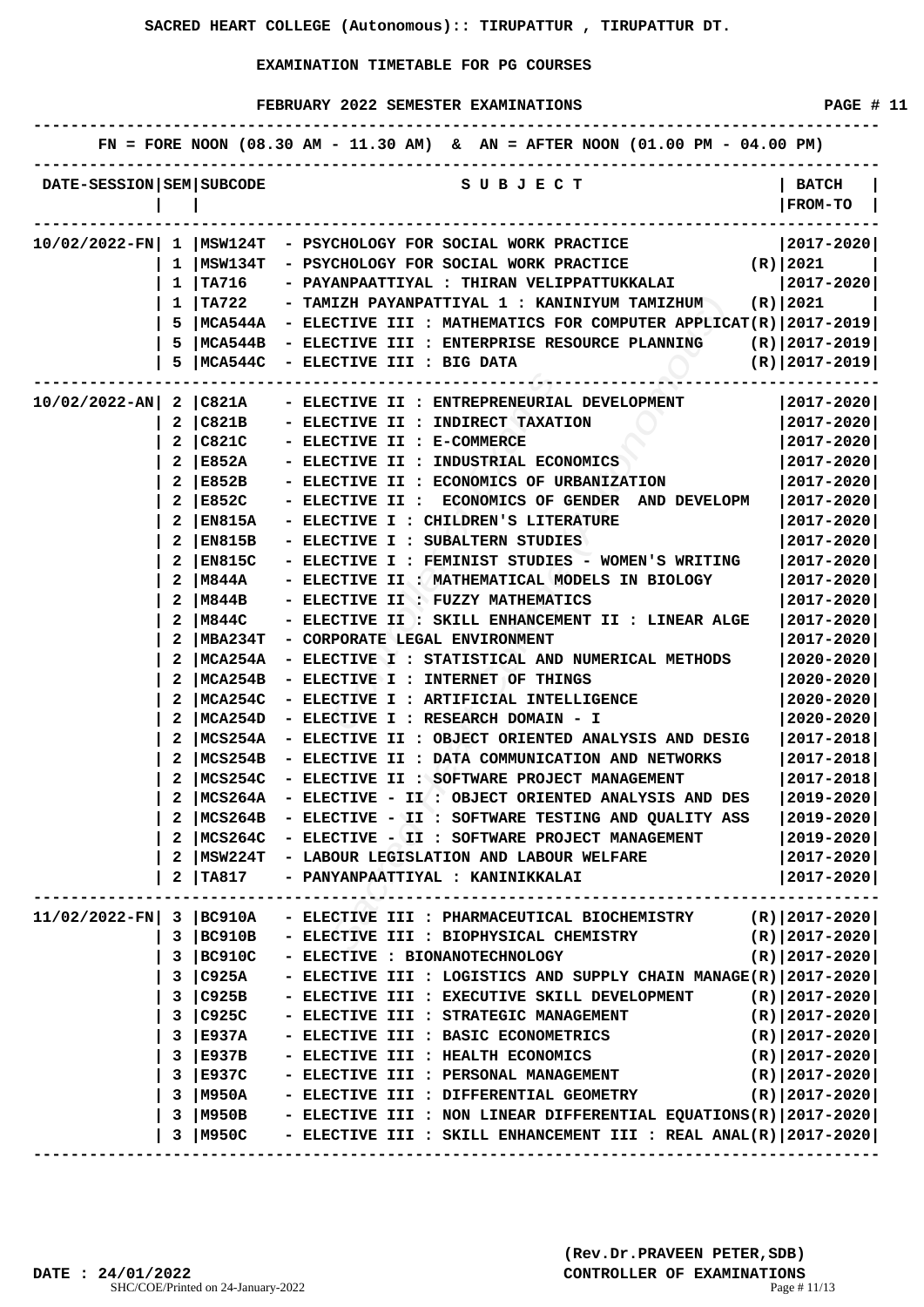**SACRED HEART COLLEGE (Autonomous):: TIRUPATTUR , TIRUPATTUR DT.**

**EXAMINATION TIMETABLE FOR PG COURSES**

**FEBRUARY 2022 SEMESTER EXAMINATIONS**

FN = FORE NOON (08.30 AM - 11.30 AM) & AN = AFTER NOON (01.00 PM - 04.00 PM)

| DATE-SESSION | SEM | SUBCODE | SUBJECT | | BATCH FROM-TO |
|---|---|---|---|---|---|
| 10/02/2022-FN | 1 | MSW124T | PSYCHOLOGY FOR SOCIAL WORK PRACTICE | | 2017-2020 |
| | 1 | MSW134T | PSYCHOLOGY FOR SOCIAL WORK PRACTICE | (R) | 2021 |
| | 1 | TA716 | PAYANPAATTIYAL : THIRAN VELIPPATTUKKALAI | | 2017-2020 |
| | 1 | TA722 | TAMIZH PAYANPATTIYAL 1 : KANINIYUM TAMIZHUM | (R) | 2021 |
| | 5 | MCA544A | ELECTIVE III : MATHEMATICS FOR COMPUTER APPLICAT | (R) | 2017-2019 |
| | 5 | MCA544B | ELECTIVE III : ENTERPRISE RESOURCE PLANNING | (R) | 2017-2019 |
| | 5 | MCA544C | ELECTIVE III : BIG DATA | (R) | 2017-2019 |
| 10/02/2022-AN | 2 | C821A | ELECTIVE II : ENTREPRENEURIAL DEVELOPMENT | | 2017-2020 |
| | 2 | C821B | ELECTIVE II : INDIRECT TAXATION | | 2017-2020 |
| | 2 | C821C | ELECTIVE II : E-COMMERCE | | 2017-2020 |
| | 2 | E852A | ELECTIVE II : INDUSTRIAL ECONOMICS | | 2017-2020 |
| | 2 | E852B | ELECTIVE II : ECONOMICS OF URBANIZATION | | 2017-2020 |
| | 2 | E852C | ELECTIVE II : ECONOMICS OF GENDER AND DEVELOPM | | 2017-2020 |
| | 2 | EN815A | ELECTIVE I : CHILDREN'S LITERATURE | | 2017-2020 |
| | 2 | EN815B | ELECTIVE I : SUBALTERN STUDIES | | 2017-2020 |
| | 2 | EN815C | ELECTIVE I : FEMINIST STUDIES - WOMEN'S WRITING | | 2017-2020 |
| | 2 | M844A | ELECTIVE II : MATHEMATICAL MODELS IN BIOLOGY | | 2017-2020 |
| | 2 | M844B | ELECTIVE II : FUZZY MATHEMATICS | | 2017-2020 |
| | 2 | M844C | ELECTIVE II : SKILL ENHANCEMENT II : LINEAR ALGE | | 2017-2020 |
| | 2 | MBA234T | CORPORATE LEGAL ENVIRONMENT | | 2017-2020 |
| | 2 | MCA254A | ELECTIVE I : STATISTICAL AND NUMERICAL METHODS | | 2020-2020 |
| | 2 | MCA254B | ELECTIVE I : INTERNET OF THINGS | | 2020-2020 |
| | 2 | MCA254C | ELECTIVE I : ARTIFICIAL INTELLIGENCE | | 2020-2020 |
| | 2 | MCA254D | ELECTIVE I : RESEARCH DOMAIN - I | | 2020-2020 |
| | 2 | MCS254A | ELECTIVE II : OBJECT ORIENTED ANALYSIS AND DESIG | | 2017-2018 |
| | 2 | MCS254B | ELECTIVE II : DATA COMMUNICATION AND NETWORKS | | 2017-2018 |
| | 2 | MCS254C | ELECTIVE II : SOFTWARE PROJECT MANAGEMENT | | 2017-2018 |
| | 2 | MCS264A | ELECTIVE - II : OBJECT ORIENTED ANALYSIS AND DES | | 2019-2020 |
| | 2 | MCS264B | ELECTIVE - II : SOFTWARE TESTING AND QUALITY ASS | | 2019-2020 |
| | 2 | MCS264C | ELECTIVE - II : SOFTWARE PROJECT MANAGEMENT | | 2019-2020 |
| | 2 | MSW224T | LABOUR LEGISLATION AND LABOUR WELFARE | | 2017-2020 |
| | 2 | TA817 | PANYANPAATTIYAL : KANINIKKALAI | | 2017-2020 |
| 11/02/2022-FN | 3 | BC910A | ELECTIVE III : PHARMACEUTICAL BIOCHEMISTRY | (R) | 2017-2020 |
| | 3 | BC910B | ELECTIVE III : BIOPHYSICAL CHEMISTRY | (R) | 2017-2020 |
| | 3 | BC910C | ELECTIVE : BIONANOTECHNOLOGY | (R) | 2017-2020 |
| | 3 | C925A | ELECTIVE III : LOGISTICS AND SUPPLY CHAIN MANAGE | (R) | 2017-2020 |
| | 3 | C925B | ELECTIVE III : EXECUTIVE SKILL DEVELOPMENT | (R) | 2017-2020 |
| | 3 | C925C | ELECTIVE III : STRATEGIC MANAGEMENT | (R) | 2017-2020 |
| | 3 | E937A | ELECTIVE III : BASIC ECONOMETRICS | (R) | 2017-2020 |
| | 3 | E937B | ELECTIVE III : HEALTH ECONOMICS | (R) | 2017-2020 |
| | 3 | E937C | ELECTIVE III : PERSONAL MANAGEMENT | (R) | 2017-2020 |
| | 3 | M950A | ELECTIVE III : DIFFERENTIAL GEOMETRY | (R) | 2017-2020 |
| | 3 | M950B | ELECTIVE III : NON LINEAR DIFFERENTIAL EQUATIONS | (R) | 2017-2020 |
| | 3 | M950C | ELECTIVE III : SKILL ENHANCEMENT III : REAL ANAL | (R) | 2017-2020 |

DATE : 24/01/2022

(Rev.Dr.PRAVEEN PETER,SDB)
CONTROLLER OF EXAMINATIONS

SHC/COE/Printed on 24-January-2022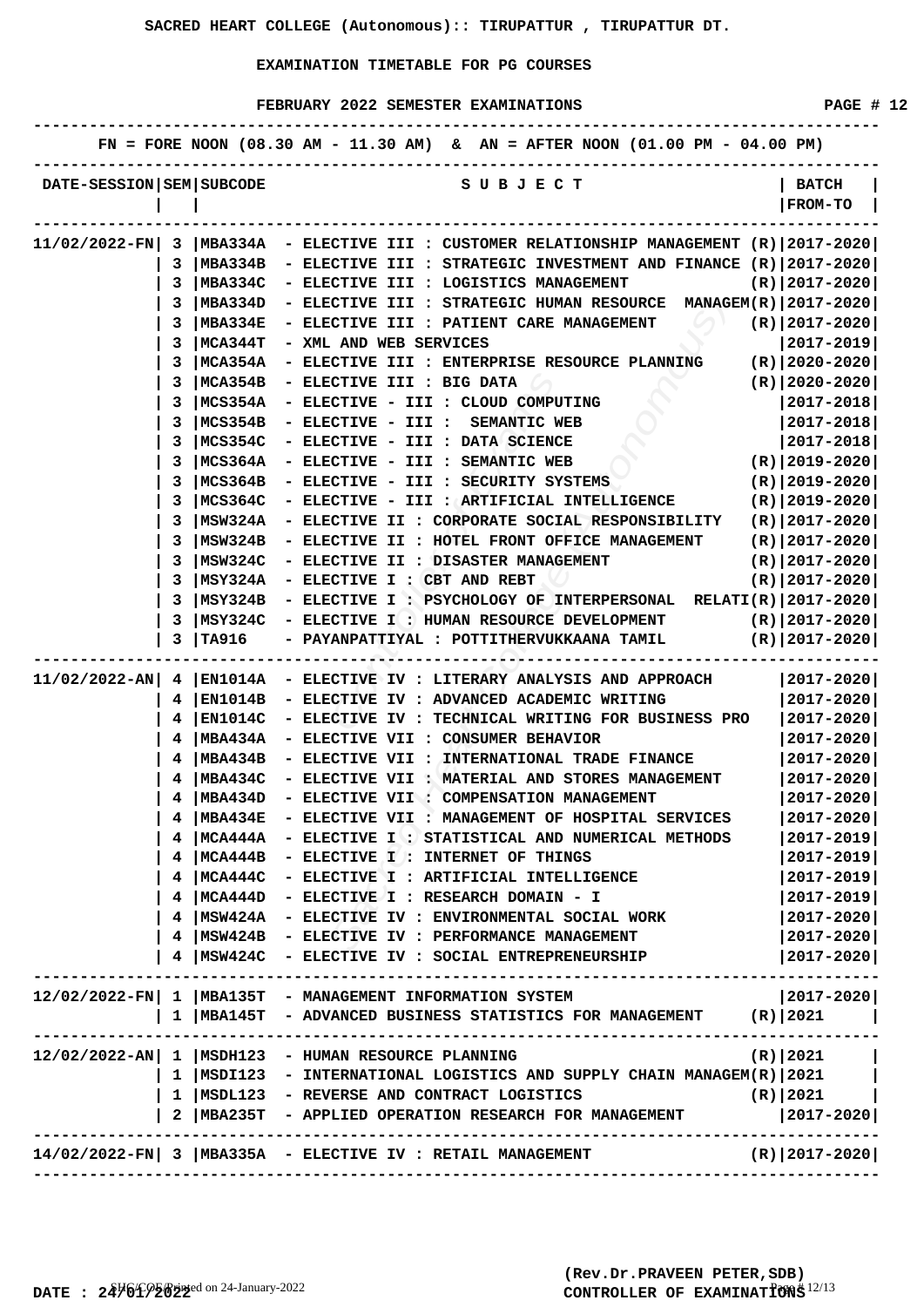SACRED HEART COLLEGE (Autonomous):: TIRUPATTUR , TIRUPATTUR DT.

EXAMINATION TIMETABLE FOR PG COURSES

FEBRUARY 2022 SEMESTER EXAMINATIONS

PAGE # 12

FN = FORE NOON (08.30 AM - 11.30 AM) & AN = AFTER NOON (01.00 PM - 04.00 PM)

| DATE-SESSION | SEM | SUBCODE | SUBJECT | | BATCH FROM-TO |
|---|---|---|---|---|---|
| 11/02/2022-FN | 3 | MBA334A | ELECTIVE III : CUSTOMER RELATIONSHIP MANAGEMENT | (R) | 2017-2020 |
| | 3 | MBA334B | ELECTIVE III : STRATEGIC INVESTMENT AND FINANCE | (R) | 2017-2020 |
| | 3 | MBA334C | ELECTIVE III : LOGISTICS MANAGEMENT | (R) | 2017-2020 |
| | 3 | MBA334D | ELECTIVE III : STRATEGIC HUMAN RESOURCE MANAGEM | (R) | 2017-2020 |
| | 3 | MBA334E | ELECTIVE III : PATIENT CARE MANAGEMENT | (R) | 2017-2020 |
| | 3 | MCA344T | XML AND WEB SERVICES | | 2017-2019 |
| | 3 | MCA354A | ELECTIVE III : ENTERPRISE RESOURCE PLANNING | (R) | 2020-2020 |
| | 3 | MCA354B | ELECTIVE III : BIG DATA | (R) | 2020-2020 |
| | 3 | MCS354A | ELECTIVE - III : CLOUD COMPUTING | | 2017-2018 |
| | 3 | MCS354B | ELECTIVE - III : SEMANTIC WEB | | 2017-2018 |
| | 3 | MCS354C | ELECTIVE - III : DATA SCIENCE | | 2017-2018 |
| | 3 | MCS364A | ELECTIVE - III : SEMANTIC WEB | (R) | 2019-2020 |
| | 3 | MCS364B | ELECTIVE - III : SECURITY SYSTEMS | (R) | 2019-2020 |
| | 3 | MCS364C | ELECTIVE - III : ARTIFICIAL INTELLIGENCE | (R) | 2019-2020 |
| | 3 | MSW324A | ELECTIVE II : CORPORATE SOCIAL RESPONSIBILITY | (R) | 2017-2020 |
| | 3 | MSW324B | ELECTIVE II : HOTEL FRONT OFFICE MANAGEMENT | (R) | 2017-2020 |
| | 3 | MSW324C | ELECTIVE II : DISASTER MANAGEMENT | (R) | 2017-2020 |
| | 3 | MSY324A | ELECTIVE I : CBT AND REBT | (R) | 2017-2020 |
| | 3 | MSY324B | ELECTIVE I : PSYCHOLOGY OF INTERPERSONAL RELATI | (R) | 2017-2020 |
| | 3 | MSY324C | ELECTIVE I : HUMAN RESOURCE DEVELOPMENT | (R) | 2017-2020 |
| | 3 | TA916 | PAYANPATTIYAL : POTTITHERVUKKAANA TAMIL | (R) | 2017-2020 |
| 11/02/2022-AN | 4 | EN1014A | ELECTIVE IV : LITERARY ANALYSIS AND APPROACH | | 2017-2020 |
| | 4 | EN1014B | ELECTIVE IV : ADVANCED ACADEMIC WRITING | | 2017-2020 |
| | 4 | EN1014C | ELECTIVE IV : TECHNICAL WRITING FOR BUSINESS PRO | | 2017-2020 |
| | 4 | MBA434A | ELECTIVE VII : CONSUMER BEHAVIOR | | 2017-2020 |
| | 4 | MBA434B | ELECTIVE VII : INTERNATIONAL TRADE FINANCE | | 2017-2020 |
| | 4 | MBA434C | ELECTIVE VII : MATERIAL AND STORES MANAGEMENT | | 2017-2020 |
| | 4 | MBA434D | ELECTIVE VII : COMPENSATION MANAGEMENT | | 2017-2020 |
| | 4 | MBA434E | ELECTIVE VII : MANAGEMENT OF HOSPITAL SERVICES | | 2017-2020 |
| | 4 | MCA444A | ELECTIVE I : STATISTICAL AND NUMERICAL METHODS | | 2017-2019 |
| | 4 | MCA444B | ELECTIVE I : INTERNET OF THINGS | | 2017-2019 |
| | 4 | MCA444C | ELECTIVE I : ARTIFICIAL INTELLIGENCE | | 2017-2019 |
| | 4 | MCA444D | ELECTIVE I : RESEARCH DOMAIN - I | | 2017-2019 |
| | 4 | MSW424A | ELECTIVE IV : ENVIRONMENTAL SOCIAL WORK | | 2017-2020 |
| | 4 | MSW424B | ELECTIVE IV : PERFORMANCE MANAGEMENT | | 2017-2020 |
| | 4 | MSW424C | ELECTIVE IV : SOCIAL ENTREPRENEURSHIP | | 2017-2020 |
| 12/02/2022-FN | 1 | MBA135T | MANAGEMENT INFORMATION SYSTEM | | 2017-2020 |
| | 1 | MBA145T | ADVANCED BUSINESS STATISTICS FOR MANAGEMENT | (R) | 2021 |
| 12/02/2022-AN | 1 | MSDH123 | HUMAN RESOURCE PLANNING | (R) | 2021 |
| | 1 | MSDI123 | INTERNATIONAL LOGISTICS AND SUPPLY CHAIN MANAGEM | (R) | 2021 |
| | 1 | MSDL123 | REVERSE AND CONTRACT LOGISTICS | (R) | 2021 |
| | 2 | MBA235T | APPLIED OPERATION RESEARCH FOR MANAGEMENT | | 2017-2020 |
| 14/02/2022-FN | 3 | MBA335A | ELECTIVE IV : RETAIL MANAGEMENT | (R) | 2017-2020 |

DATE : 24/01/2022

(Rev.Dr.PRAVEEN PETER,SDB)
CONTROLLER OF EXAMINATIONS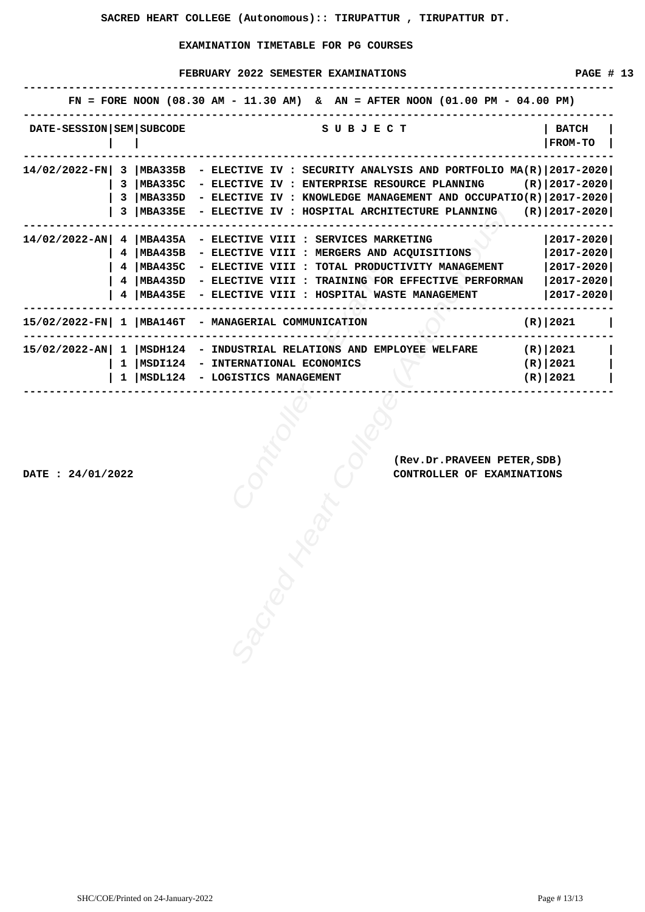**SACRED HEART COLLEGE (Autonomous):: TIRUPATTUR , TIRUPATTUR DT.**

**EXAMINATION TIMETABLE FOR PG COURSES**

**FEBRUARY 2022 SEMESTER EXAMINATIONS**

**FN = FORE NOON (08.30 AM - 11.30 AM) & AN = AFTER NOON (01.00 PM - 04.00 PM)**

| DATE-SESSION | SEM | SUBCODE | SUBJECT | BATCH FROM-TO |
|---|---|---|---|---|
| 14/02/2022-FN | 3 | MBA335B | - ELECTIVE IV : SECURITY ANALYSIS AND PORTFOLIO MA(R) | 2017-2020 |
| | 3 | MBA335C | - ELECTIVE IV : ENTERPRISE RESOURCE PLANNING (R) | 2017-2020 |
| | 3 | MBA335D | - ELECTIVE IV : KNOWLEDGE MANAGEMENT AND OCCUPATIO(R) | 2017-2020 |
| | 3 | MBA335E | - ELECTIVE IV : HOSPITAL ARCHITECTURE PLANNING (R) | 2017-2020 |
| 14/02/2022-AN | 4 | MBA435A | - ELECTIVE VIII : SERVICES MARKETING | 2017-2020 |
| | 4 | MBA435B | - ELECTIVE VIII : MERGERS AND ACQUISITIONS | 2017-2020 |
| | 4 | MBA435C | - ELECTIVE VIII : TOTAL PRODUCTIVITY MANAGEMENT | 2017-2020 |
| | 4 | MBA435D | - ELECTIVE VIII : TRAINING FOR EFFECTIVE PERFORMAN | 2017-2020 |
| | 4 | MBA435E | - ELECTIVE VIII : HOSPITAL WASTE MANAGEMENT | 2017-2020 |
| 15/02/2022-FN | 1 | MBA146T | - MANAGERIAL COMMUNICATION (R) | 2021 |
| 15/02/2022-AN | 1 | MSDH124 | - INDUSTRIAL RELATIONS AND EMPLOYEE WELFARE (R) | 2021 |
| | 1 | MSDI124 | - INTERNATIONAL ECONOMICS (R) | 2021 |
| | 1 | MSDL124 | - LOGISTICS MANAGEMENT (R) | 2021 |

DATE : 24/01/2022

(Rev.Dr.PRAVEEN PETER,SDB)
CONTROLLER OF EXAMINATIONS

SHC/COE/Printed on 24-January-2022